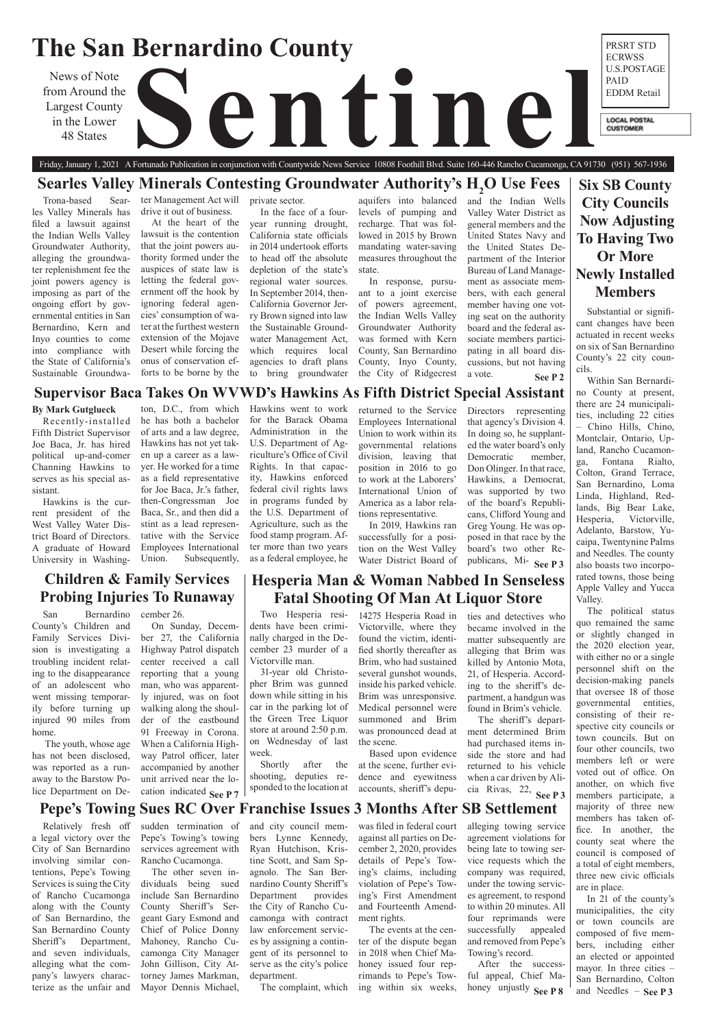# The San Bernardino County Sentinel

News of Note from Around the Largest County in the Lower 48 States

PRSRT STD
ECRWSS
U.S.POSTAGE
PAID
EDDM Retail

LOCAL POSTAL CUSTOMER

Friday, January 1, 2021 A Fortunado Publication in conjunction with Countywide News Service 10808 Foothill Blvd. Suite 160-446 Rancho Cucamonga, CA 91730 (951) 567-1936

## Searles Valley Minerals Contesting Groundwater Authority's $H_2O$ Use Fees

Trona-based Searles Valley Minerals has filed a lawsuit against the Indian Wells Valley Groundwater Authority, alleging the groundwater replenishment fee the joint powers agency is imposing as part of the ongoing effort by governmental entities in San Bernardino, Kern and Inyo counties to come into compliance with the State of California's Sustainable Groundwater Management Act will drive it out of business.

At the heart of the lawsuit is the contention that the joint powers authority formed under the auspices of state law is letting the federal government off the hook by ignoring federal agencies' consumption of water at the furthest western extension of the Mojave Desert while forcing the onus of conservation efforts to be borne by the private sector.

In the face of a four-year running drought, California state officials in 2014 undertook efforts to head off the absolute depletion of the state's regional water sources. In September 2014, then-California Governor Jerry Brown signed into law the Sustainable Groundwater Management Act, which requires local agencies to draft plans to bring groundwater aquifers into balanced levels of pumping and recharge. That was followed in 2015 by Brown mandating water-saving measures throughout the state.

In response, pursuant to a joint exercise of powers agreement, the Indian Wells Valley Groundwater Authority was formed with Kern County, San Bernardino County, Inyo County, the City of Ridgecrest and the Indian Wells Valley Water District as general members and the United States Navy and the United States Department of the Interior Bureau of Land Management as associate members, with each general member having one voting seat on the authority board and the federal associate members participating in all board discussions, but not having a vote. **See P 2**

## Supervisor Baca Takes On WVWD's Hawkins As Fifth District Special Assistant

**By Mark Gutglueck**

Recently-installed Fifth District Supervisor Joe Baca, Jr. has hired political up-and-comer Channing Hawkins to serves as his special assistant.

Hawkins is the current president of the West Valley Water District Board of Directors. A graduate of Howard University in Washington, D.C., from which he has both a bachelor of arts and a law degree, Hawkins has not yet taken up a career as a lawyer. He worked for a time as a field representative for Joe Baca, Jr.'s father, then-Congressman Joe Baca, Sr., and then did a stint as a lead representative with the Service Employees International Union. Subsequently, Hawkins went to work for the Barack Obama Administration in the U.S. Department of Agriculture's Office of Civil Rights. In that capacity, Hawkins enforced federal civil rights laws in programs funded by the U.S. Department of Agriculture, such as the food stamp program. After more than two years as a federal employee, he returned to the Service Employees International Union to work within its governmental relations division, leaving that position in 2016 to go to work at the Laborers' International Union of America as a labor relations representative.

In 2019, Hawkins ran successfully for a position on the West Valley Water District Board of Directors representing that agency's Division 4. In doing so, he supplanted the water board's only Democratic member, Don Olinger. In that race, Hawkins, a Democrat, was supported by two of the board's Republicans, Clifford Young and Greg Young. He was opposed in that race by the board's two other Republicans, Mi- **See P 3**

## Children & Family Services Probing Injuries To Runaway

San Bernardino County's Children and Family Services Division is investigating a troubling incident relating to the disappearance of an adolescent who went missing temporarily before turning up injured 90 miles from home.

The youth, whose age has not been disclosed, was reported as a runaway to the Barstow Police Department on December 26.

On Sunday, December 27, the California Highway Patrol dispatch center received a call reporting that a young man, who was apparently injured, was on foot walking along the shoulder of the eastbound 91 Freeway in Corona. When a California Highway Patrol officer, later accompanied by another unit arrived near the location indicated **See P 7**

## Hesperia Man & Woman Nabbed In Senseless Fatal Shooting Of Man At Liquor Store

Two Hesperia residents have been criminally charged in the December 23 murder of a Victorville man.

31-year old Christopher Brim was gunned down while sitting in his car in the parking lot of the Green Tree Liquor store at around 2:50 p.m. on Wednesday of last week.

Shortly after the shooting, deputies responded to the location at 14275 Hesperia Road in Victorville, where they found the victim, identified shortly thereafter as Brim, who had sustained several gunshot wounds, inside his parked vehicle. Brim was unresponsive. Medical personnel were summoned and Brim was pronounced dead at the scene.

Based upon evidence at the scene, further evidence and eyewitness accounts, sheriff's deputies and detectives who became involved in the matter subsequently are alleging that Brim was killed by Antonio Mota, 21, of Hesperia. According to the sheriff's department, a handgun was found in Brim's vehicle.

The sheriff's department determined Brim had purchased items inside the store and had returned to his vehicle when a car driven by Alicia Rivas, 22, **See P 3**

## Pepe's Towing Sues RC Over Franchise Issues 3 Months After SB Settlement

Relatively fresh off a legal victory over the City of San Bernardino involving similar contentions, Pepe's Towing Services is suing the City of Rancho Cucamonga along with the County of San Bernardino, the San Bernardino County Sheriff's Department, and seven individuals, alleging what the company's lawyers characterize as the unfair and sudden termination of Pepe's Towing's towing services agreement with Rancho Cucamonga.

The other seven individuals being sued include San Bernardino County Sheriff's Sergeant Gary Esmond and Chief of Police Donny Mahoney, Rancho Cucamonga City Manager John Gillison, City Attorney James Markman, Mayor Dennis Michael, and city council members Lynne Kennedy, Ryan Hutchison, Kristine Scott, and Sam Spagnolo. The San Bernardino County Sheriff's Department provides the City of Rancho Cucamonga with contract law enforcement services by assigning a contingent of its personnel to serve as the city's police department.

The complaint, which was filed in federal court against all parties on December 2, 2020, provides details of Pepe's Towing's claims, including violation of Pepe's Towing's First Amendment and Fourteenth Amendment rights.

The events at the center of the dispute began in 2018 when Chief Mahoney issued four reprimands to Pepe's Towing within six weeks, alleging towing service agreement violations for being late to towing service requests which the company was required, under the towing services agreement, to respond to within 20 minutes. All four reprimands were successfully appealed and removed from Pepe's Towing's record.

After the successful appeal, Chief Mahoney unjustly **See P 8**

## Six SB County City Councils Now Adjusting To Having Two Or More Newly Installed Members

Substantial or significant changes have been actuated in recent weeks on six of San Bernardino County's 22 city councils.

Within San Bernardino County at present, there are 24 municipalities, including 22 cities – Chino Hills, Chino, Montclair, Ontario, Upland, Rancho Cucamonga, Fontana Rialto, Colton, Grand Terrace, San Bernardino, Loma Linda, Highland, Redlands, Big Bear Lake, Hesperia, Victorville, Adelanto, Barstow, Yucaipa, Twentynine Palms and Needles. The county also boasts two incorporated towns, those being Apple Valley and Yucca Valley.

The political status quo remained the same or slightly changed in the 2020 election year, with either no or a single personnel shift on the decision-making panels that oversee 18 of those governmental entities, consisting of their respective city councils or town councils. But on four other councils, two members left or were voted out of office. On another, on which five members participate, a majority of three new members has taken office. In another, the county seat where the council is composed of a total of eight members, three new civic officials are in place.

In 21 of the county's municipalities, the city or town councils are composed of five members, including either an elected or appointed mayor. In three cities – San Bernardino, Colton and Needles – **See P 3**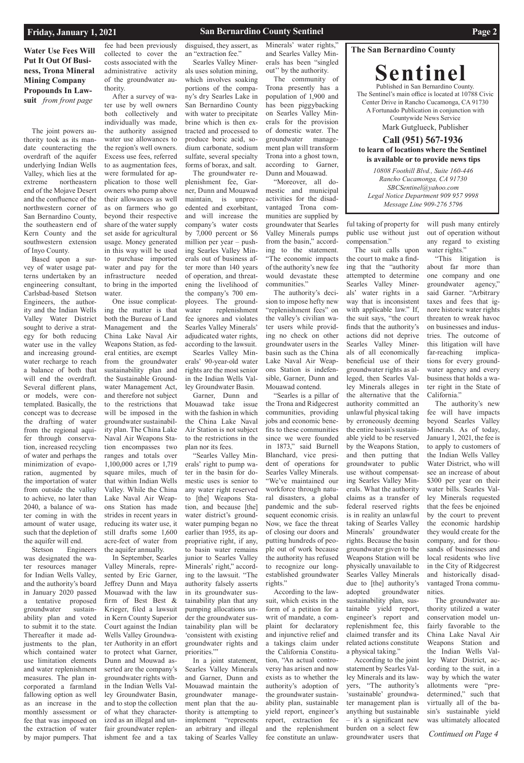**Water Use Fees Will Put It Out Of Business, Trona Mineral Mining Company Propounds In Lawsuit** *from front page*

The joint powers authority took as its mandate counteracting the overdraft of the aquifer underlying Indian Wells Valley, which lies at the extreme northeastern end of the Mojave Desert and the confluence of the northwestern corner of San Bernardino County, the southeastern end of Kern County and the southwestern extension of Inyo County.

Based upon a survey of water usage patterns undertaken by an engineering consultant, Carlsbad-based Stetson Engineers, the authority and the Indian Wells Valley Water District sought to derive a strategy for both reducing water use in the valley and increasing groundwater recharge to reach a balance of both that will end the overdraft. Several different plans, or models, were contemplated. Basically, the concept was to decrease the drafting of water from the regional aquifer through conservation, increased recycling of water and perhaps the minimization of evaporation, augmented by the importation of water from outside the valley to achieve, no later than 2040, a balance of water coming in with the amount of water usage, such that the depletion of the aquifer will end.

Stetson Engineers was designated the water resources manager for Indian Wells Valley, and the authority's board in January 2020 passed a tentative proposed groundwater sustainability plan and voted to submit it to the state. Thereafter it made adjustments to the plan, which contained water use limitation elements and water replenishment measures. The plan incorporated a farmland fallowing option as well as an increase in the monthly assessment or fee that was imposed on the extraction of water by major pumpers. That fee had been previously collected to cover the costs associated with the administrative activity of the groundwater authority.

After a survey of water use by well owners both collectively and individually was made, the authority assigned water use allowances to the region's well owners. Excess use fees, referred to as augmentation fees, were formulated for application to those well owners who pump above their allowances as well as on farmers who go beyond their respective share of the water supply set aside for agricultural usage. Money generated in this way will be used to purchase imported water and pay for the infrastructure needed to bring in the imported water.

One issue complicating the matter is that both the Bureau of Land Management and the China Lake Naval Air Weapons Station, as federal entities, are exempt from the groundwater sustainability plan and the Sustainable Groundwater Management Act, and therefore not subject to the restrictions that will be imposed in the groundwater sustainability plan. The China Lake Naval Air Weapons Station encompasses two ranges and totals over 1,100,000 acres or 1,719 square miles, much of that within Indian Wells Valley. While the China Lake Naval Air Weapons Station has made strides in recent years in reducing its water use, it still drafts some 1,600 acre-feet of water from the aquifer annually.

In September, Searles Valley Minerals, represented by Eric Garner, Jeffrey Dunn and Maya Mouawad with the law firm of Best Best & Krieger, filed a lawsuit in Kern County Superior Court against the Indian Wells Valley Groundwater Authority in an effort to protect what Garner, Dunn and Mouwad asserted are the company's groundwater rights within the Indian Wells Valley Groundwater Basin, and to stop the collection of what they characterized as an illegal and unfair groundwater replenishment fee and a tax disguised, they assert, as an "extraction fee."

Searles Valley Minerals uses solution mining, which involves soaking portions of the company's dry Searles Lake in San Bernardino County with water to precipitate brine which is then extracted and processed to produce boric acid, sodium carbonate, sodium sulfate, several specialty forms of borax, and salt.

The groundwater replenishment fee, Garner, Dunn and Mouawad maintain, is unprecedented and exorbitant, and will increase the company's water costs by 7,000 percent or $6 million per year – pushing Searles Valley Minerals out of business after more than 140 years of operation, and threatening the livelihood of the company's 700 employees. The groundwater replenishment fee ignores and violates Searles Valley Minerals' adjudicated water rights, according to the lawsuit.

Searles Valley Minerals' 90-year-old water rights are the most senior in the Indian Wells Valley Groundwater Basin.

Garner, Dunn and Mouawad take issue with the fashion in which the China Lake Naval Air Station is not subject to the restrictions in the plan nor its fees.

"Searles Valley Minerals' right to pump water in the basin for domestic uses is senior to any water right reserved to [the] Weapons Station, and because [the] water district's groundwater pumping began no earlier than 1955, its appropriative right, if any, to basin water remains junior to Searles Valley Minerals' right," according to the lawsuit. "The authority falsely asserts in its groundwater sustainability plan that any pumping allocations under the groundwater sustainability plan will be 'consistent with existing groundwater rights and priorities.'"

In a joint statement, Searles Valley Minerals and Garner, Dunn and Mouawad maintain the groundwater management plan that the authority is attempting to implement "represents an arbitrary and illegal taking of Searles Valley Minerals' water rights," and Searles Valley Minerals has been "singled out" by the authority.

The community of Trona presently has a population of 1,900 and has been piggybacking on Searles Valley Minerals for the provision of domestic water. The groundwater management plan will transform Trona into a ghost town, according to Garner, Dunn and Mouawad.

"Moreover, all domestic and municipal activities for the disadvantaged Trona communities are supplied by groundwater that Searles Valley Minerals pumps from the basin," according to the statement. "The economic impacts of the authority's new fee would devastate these communities."

The authority's decision to impose hefty new "replenishment fees" on the valley's civilian water users while providing no check on other groundwater users in the basin such as the China Lake Naval Air Weapons Station is indefensible, Garner, Dunn and Mouawad contend.

"Searles is a pillar of the Trona and Ridgecrest communities, providing jobs and economic benefits to these communities since we were founded in 1873," said Burnell Blanchard, vice president of operations for Searles Valley Minerals. "We've maintained our workforce through natural disasters, a global pandemic and the subsequent economic crisis. Now, we face the threat of closing our doors and putting hundreds of people out of work because the authority has refused to recognize our long-established groundwater rights."

According to the lawsuit, which exists in the form of a petition for a writ of mandate, a complaint for declaratory and injunctive relief and a takings claim under the California Constitution, "An actual controversy has arisen and now exists as to whether the authority's adoption of the groundwater sustainability plan, sustainable yield report, engineer's report, extraction fee and the replenishment fee constitute an unlawful taking of property for public use without just compensation."

The suit calls upon the court to make a finding that the "authority attempted to determine Searles Valley Minerals' water rights in a way that is inconsistent with applicable law." If, the suit says, "the court finds that the authority's actions did not deprive Searles Valley Minerals of all economically beneficial use of their groundwater rights as alleged, then Searles Valley Minerals alleges in the alternative that the authority committed an unlawful physical taking by erroneously deeming the entire basin's sustainable yield to be reserved by the Weapons Station, and then putting that groundwater to public use without compensating Searles Valley Minerals. What the authority claims as a transfer of federal reserved rights is in reality an unlawful taking of Searles Valley Minerals' groundwater rights. Because the basin groundwater given to the Weapons Station will be physically unavailable to Searles Valley Minerals due to [the] authority's adopted groundwater sustainability plan, sustainable yield report, engineer's report and replenishment fee, this claimed transfer and its related actions constitute a physical taking."

According to the joint statement by Searles Valley Minerals and its lawyers, "The authority's 'sustainable' groundwater management plan is anything but sustainable – it's a significant new burden on a select few groundwater users that will push many entirely out of operation without any regard to existing water rights."

"This litigation is about far more than one company and one groundwater agency," said Garner. "Arbitrary taxes and fees that ignore historic water rights threaten to wreak havoc on businesses and industries. The outcome of this litigation will have far-reaching implications for every groundwater agency and every business that holds a water right in the State of California."

The authority's new fee will have impacts beyond Searles Valley Minerals. As of today, January 1, 2021, the fee is to apply to customers of the Indian Wells Valley Water District, who will see an increase of about $300 per year on their water bills. Searles Valley Minerals requested that the fees be enjoined by the court to prevent the economic hardship they would create for the company, and for thousands of businesses and local residents who live in the City of Ridgecrest and historically disadvantaged Trona communities.

The groundwater authority utilized a water conservation model unfairly favorable to the China Lake Naval Air Weapons Station and the Indian Wells Valley Water District, according to the suit, in a way by which the water allotments were "predetermined," such that virtually all of the basin's sustainable yield was ultimately allocated

*Continued on Page 4*

---

**The San Bernardino County**

# Sentinel

Published in San Bernardino County.
The Sentinel's main office is located at 10788 Civic Center Drive in Rancho Cucamonga, CA 91730
A Fortunado Publication in conjunction with Countywide News Service
Mark Gutglueck, Publisher

**Call (951) 567-1936**
**to learn of locations where the Sentinel is available or to provide news tips**

*10808 Foothill Blvd., Suite 160-446*
*Rancho Cucamonga, CA 91730*
*SBCSentinel@yahoo.com*
*Legal Notice Department 909 957 9998*
*Message Line 909-276 5796*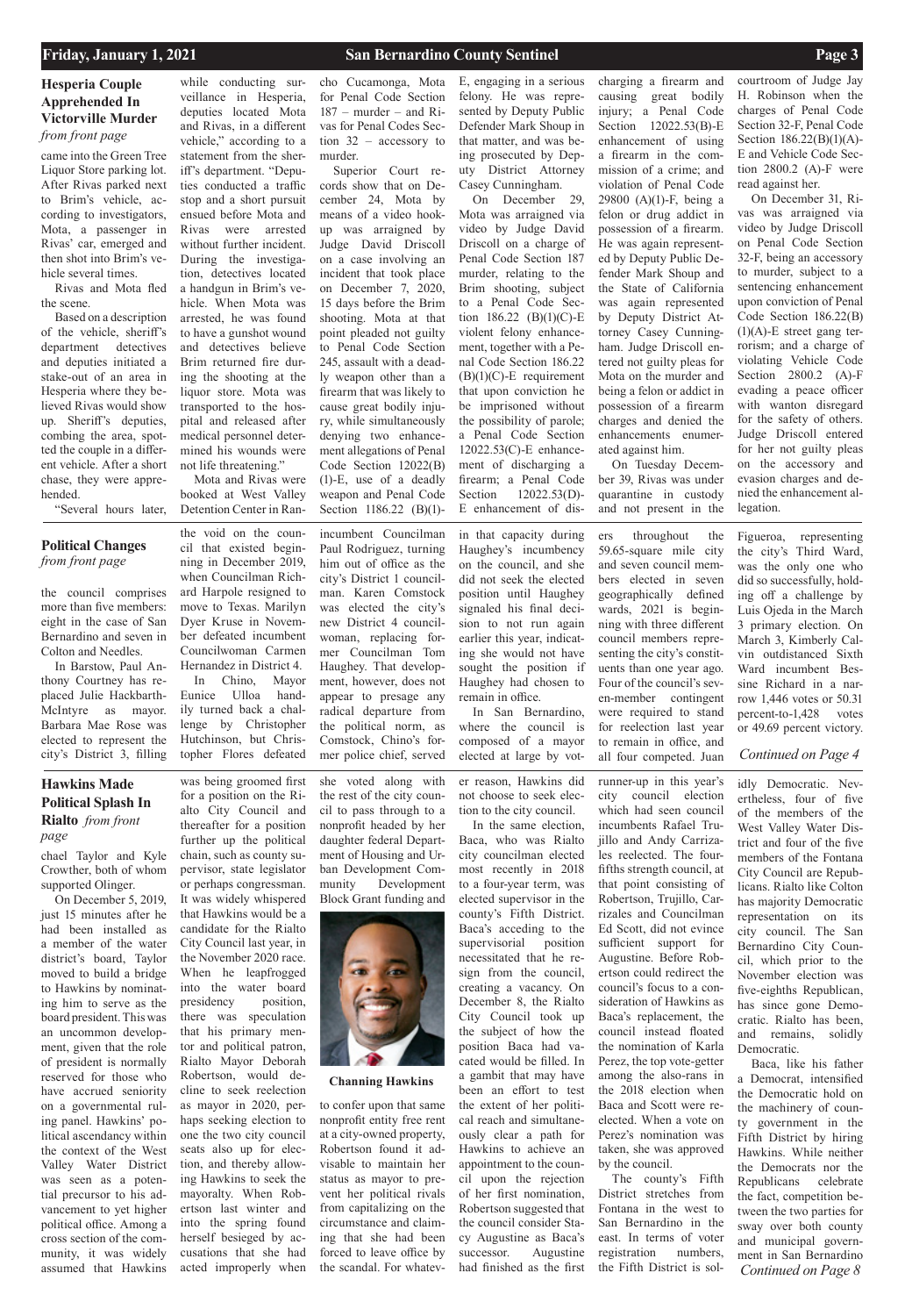## Hesperia Couple Apprehended In Victorville Murder

*from front page*

came into the Green Tree Liquor Store parking lot. After Rivas parked next to Brim's vehicle, according to investigators, Mota, a passenger in Rivas' car, emerged and then shot into Brim's vehicle several times.

Rivas and Mota fled the scene.

Based on a description of the vehicle, sheriff's department detectives and deputies initiated a stake-out of an area in Hesperia where they believed Rivas would show up. Sheriff's deputies, combing the area, spotted the couple in a different vehicle. After a short chase, they were apprehended.

"Several hours later, while conducting surveillance in Hesperia, deputies located Mota and Rivas, in a different vehicle," according to a statement from the sheriff's department. "Deputies conducted a traffic stop and a short pursuit ensued before Mota and Rivas were arrested without further incident. During the investigation, detectives located a handgun in Brim's vehicle. When Mota was arrested, he was found to have a gunshot wound and detectives believe Brim returned fire during the shooting at the liquor store. Mota was transported to the hospital and released after medical personnel determined his wounds were not life threatening."

Mota and Rivas were booked at West Valley Detention Center in Rancho Cucamonga, Mota for Penal Code Section 187 – murder – and Rivas for Penal Codes Section 32 – accessory to murder.

Superior Court records show that on December 24, Mota by means of a video hookup was arraigned by Judge David Driscoll on a case involving an incident that took place on December 7, 2020, 15 days before the Brim shooting. Mota at that point pleaded not guilty to Penal Code Section 245, assault with a deadly weapon other than a firearm that was likely to cause great bodily injury, while simultaneously denying two enhancement allegations of Penal Code Section 12022(B)(1)-E, use of a deadly weapon and Penal Code Section 1186.22 (B)(1)-E, engaging in a serious felony. He was represented by Deputy Public Defender Mark Shoup in that matter, and was being prosecuted by Deputy District Attorney Casey Cunningham.

On December 29, Mota was arraigned via video by Judge David Driscoll on a charge of Penal Code Section 187 murder, relating to the Brim shooting, subject to a Penal Code Section 186.22 (B)(1)(C)-E violent felony enhancement, together with a Penal Code Section 186.22 (B)(1)(C)-E requirement that upon conviction he be imprisoned without the possibility of parole; a Penal Code Section 12022.53(C)-E enhancement of discharging a firearm; a Penal Code Section 12022.53(D)-E enhancement of discharging a firearm and causing great bodily injury; a Penal Code Section 12022.53(B)-E enhancement of using a firearm in the commission of a crime; and violation of Penal Code 29800 (A)(1)-F, being a felon or drug addict in possession of a firearm. He was again represented by Deputy Public Defender Mark Shoup and the State of California was again represented by Deputy District Attorney Casey Cunningham. Judge Driscoll entered not guilty pleas for Mota on the murder and being a felon or addict in possession of a firearm charges and denied the enhancements enumerated against him.

On Tuesday December 39, Rivas was under quarantine in custody and not present in the courtroom of Judge Jay H. Robinson when the charges of Penal Code Section 32-F, Penal Code Section 186.22(B)(1)(A)-E and Vehicle Code Section 2800.2 (A)-F were read against her.

On December 31, Rivas was arraigned via video by Judge Driscoll on Penal Code Section 32-F, being an accessory to murder, subject to a sentencing enhancement upon conviction of Penal Code Section 186.22(B)(1)(A)-E street gang terrorism; and a charge of violating Vehicle Code Section 2800.2 (A)-F evading a peace officer with wanton disregard for the safety of others. Judge Driscoll entered for her not guilty pleas on the accessory and evasion charges and denied the enhancement allegation.

## Political Changes

*from front page*

the council comprises more than five members: eight in the case of San Bernardino and seven in Colton and Needles.

In Barstow, Paul Anthony Courtney has replaced Julie Hackbarth-McIntyre as mayor. Barbara Mae Rose was elected to represent the city's District 3, filling the void on the council that existed beginning in December 2019, when Councilman Richard Harpole resigned to move to Texas. Marilyn Dyer Kruse in November defeated incumbent Councilwoman Carmen Hernandez in District 4.

In Chino, Mayor Eunice Ulloa handily turned back a challenge by Christopher Hutchinson, but Christopher Flores defeated incumbent Councilman Paul Rodriguez, turning him out of office as the city's District 1 councilman. Karen Comstock was elected the city's new District 4 councilwoman, replacing former Councilman Tom Haughey. That development, however, does not appear to presage any radical departure from the political norm, as Comstock, Chino's former police chief, served in that capacity during Haughey's incumbency on the council, and she did not seek the elected position until Haughey signaled his final decision to not run again earlier this year, indicating she would not have sought the position if Haughey had chosen to remain in office.

In San Bernardino, where the council is composed of a mayor elected at large by voters throughout the 59.65-square mile city and seven council members elected in seven geographically defined wards, 2021 is beginning with three different council members representing the city's constituents than one year ago. Four of the council's seven-member contingent were required to stand for reelection last year to remain in office, and all four competed. Juan Figueroa, representing the city's Third Ward, was the only one who did so successfully, holding off a challenge by Luis Ojeda in the March 3 primary election. On March 3, Kimberly Calvin outdistanced Sixth Ward incumbent Bessine Richard in a narrow 1,446 votes or 50.31 percent-to-1,428 votes or 49.69 percent victory.

*Continued on Page 4*

## Hawkins Made Political Splash In Rialto

*from front page*

chael Taylor and Kyle Crowther, both of whom supported Olinger.

On December 5, 2019, just 15 minutes after he had been installed as a member of the water district's board, Taylor moved to build a bridge to Hawkins by nominating him to serve as the board president. This was an uncommon development, given that the role of president is normally reserved for those who have accrued seniority on a governmental ruling panel. Hawkins' political ascendancy within the context of the West Valley Water District was seen as a potential precursor to his advancement to yet higher political office. Among a cross section of the community, it was widely assumed that Hawkins was being groomed first for a position on the Rialto City Council and thereafter for a position further up the political chain, such as county supervisor, state legislator or perhaps congressman. It was widely whispered that Hawkins would be a candidate for the Rialto City Council last year, in the November 2020 race. When he leapfrogged into the water board presidency position, there was speculation that his primary mentor and political patron, Rialto Mayor Deborah Robertson, would decline to seek reelection as mayor in 2020, perhaps seeking election to one the two city council seats also up for election, and thereby allowing Hawkins to seek the mayoralty. When Robertson last winter and into the spring found herself besieged by accusations that she had acted improperly when she voted along with the rest of the city council to pass through to a nonprofit headed by her daughter federal Department of Housing and Urban Development Community Development Block Grant funding and

**Channing Hawkins**

to confer upon that same nonprofit entity free rent at a city-owned property, Robertson found it advisable to maintain her status as mayor to prevent her political rivals from capitalizing on the circumstance and claiming that she had been forced to leave office by the scandal. For whatever reason, Hawkins did not choose to seek election to the city council.

In the same election, Baca, who was Rialto city councilman elected most recently in 2018 to a four-year term, was elected supervisor in the county's Fifth District. Baca's acceding to the supervisorial position necessitated that he resign from the council, creating a vacancy. On December 8, the Rialto City Council took up the subject of how the position Baca had vacated would be filled. In a gambit that may have been an effort to test the extent of her political reach and simultaneously clear a path for Hawkins to achieve an appointment to the council upon the rejection of her first nomination, Robertson suggested that the council consider Stacy Augustine as Baca's successor. Augustine had finished as the first runner-up in this year's city council election which had seen council incumbents Rafael Trujillo and Andy Carrizales reelected. The four-fifths strength council, at that point consisting of Robertson, Trujillo, Carrizales and Councilman Ed Scott, did not evince sufficient support for Augustine. Before Robertson could redirect the council's focus to a consideration of Hawkins as Baca's replacement, the council instead floated the nomination of Karla Perez, the top vote-getter among the also-rans in the 2018 election when Baca and Scott were reelected. When a vote on Perez's nomination was taken, she was approved by the council.

The county's Fifth District stretches from Fontana in the west to San Bernardino in the east. In terms of voter registration numbers, the Fifth District is solidly Democratic. Nevertheless, four of five of the members of the West Valley Water District and four of the five members of the Fontana City Council are Republicans. Rialto like Colton has majority Democratic representation on its city council. The San Bernardino City Council, which prior to the November election was five-eighths Republican, has since gone Democratic. Rialto has been, and remains, solidly Democratic.

Baca, like his father a Democrat, intensified the Democratic hold on the machinery of county government in the Fifth District by hiring Hawkins. While neither the Democrats nor the Republicans celebrate the fact, competition between the two parties for sway over both county and municipal government in San Bernardino

*Continued on Page 8*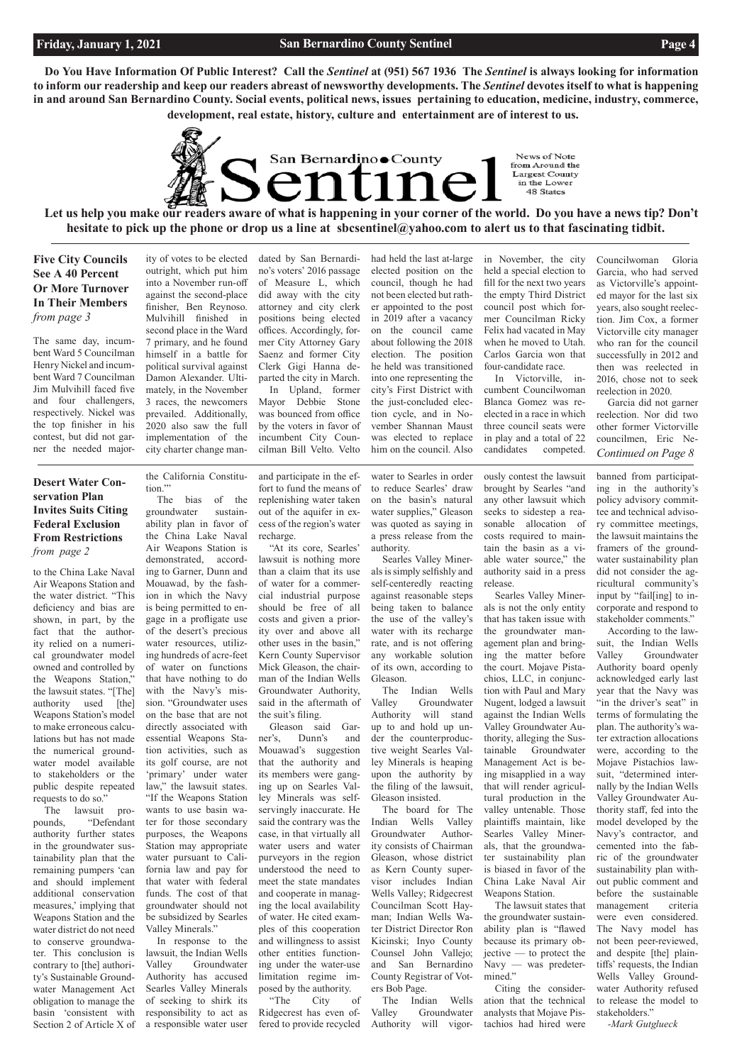**Do You Have Information Of Public Interest? Call the *Sentinel* at (951) 567 1936 The *Sentinel* is always looking for information to inform our readership and keep our readers abreast of newsworthy developments. The *Sentinel* devotes itself to what is happening in and around San Bernardino County. Social events, political news, issues pertaining to education, medicine, industry, commerce, development, real estate, history, culture and entertainment are of interest to us.**

San Bernardino County Sentinel

News of Note from Around the Largest County in the Lower 48 States

**Let us help you make our readers aware of what is happening in your corner of the world. Do you have a news tip? Don't hesitate to pick up the phone or drop us a line at sbcsentinel@yahoo.com to alert us to that fascinating tidbit.**

## Five City Councils See A 40 Percent Or More Turnover In Their Members

*from page 3*

The same day, incumbent Ward 5 Councilman Henry Nickel and incumbent Ward 7 Councilman Jim Mulvihill faced five and four challengers, respectively. Nickel was the top finisher in his contest, but did not garner the needed majority of votes to be elected outright, which put him into a November run-off against the second-place finisher, Ben Reynoso. Mulvihill finished in second place in the Ward 7 primary, and he found himself in a battle for political survival against Damon Alexander. Ultimately, in the November 3 races, the newcomers prevailed. Additionally, 2020 also saw the full implementation of the city charter change mandated by San Bernardino's voters' 2016 passage of Measure L, which did away with the city attorney and city clerk positions being elected offices. Accordingly, former City Attorney Gary Saenz and former City Clerk Gigi Hanna departed the city in March.

In Upland, former Mayor Debbie Stone was bounced from office by the voters in favor of incumbent City Councilman Bill Velto. Velto had held the last at-large elected position on the council, though he had not been elected but rather appointed to the post in 2019 after a vacancy on the council came about following the 2018 election. The position he held was transitioned into one representing the city's First District with the just-concluded election cycle, and in November Shannan Maust was elected to replace him on the council. Also in November, the city held a special election to fill for the next two years the empty Third District council post which former Councilman Ricky Felix had vacated in May when he moved to Utah. Carlos Garcia won that four-candidate race.

In Victorville, incumbent Councilwoman Blanca Gomez was reelected in a race in which three council seats were in play and a total of 22 candidates competed. Councilwoman Gloria Garcia, who had served as Victorville's appointed mayor for the last six years, also sought reelection. Jim Cox, a former Victorville city manager who ran for the council successfully in 2012 and then was reelected in 2016, chose not to seek reelection in 2020.

Garcia did not garner reelection. Nor did two other former Victorville councilmen, Eric Ne-

*Continued on Page 8*

## Desert Water Conservation Plan Invites Suits Citing Federal Exclusion From Restrictions

*from page 2*

to the China Lake Naval Air Weapons Station and the water district. "This deficiency and bias are shown, in part, by the fact that the authority relied on a numerical groundwater model owned and controlled by the Weapons Station," the lawsuit states. "[The] authority used [the] Weapons Station's model to make erroneous calculations but has not made the numerical groundwater model available to stakeholders or the public despite repeated requests to do so."

The lawsuit propounds, "Defendant authority further states in the groundwater sustainability plan that the remaining pumpers 'can and should implement additional conservation measures,' implying that Weapons Station and the water district do not need to conserve groundwater. This conclusion is contrary to [the] authority's Sustainable Groundwater Management Act obligation to manage the basin 'consistent with Section 2 of Article X of the California Constitution.'"

The bias of the groundwater sustainability plan in favor of the China Lake Naval Air Weapons Station is demonstrated, according to Garner, Dunn and Mouawad, by the fashion in which the Navy is being permitted to engage in a profligate use of the desert's precious water resources, utilizing hundreds of acre-feet of water on functions that have nothing to do with the Navy's mission. "Groundwater uses on the base that are not directly associated with essential Weapons Station activities, such as its golf course, are not 'primary' under water law," the lawsuit states. "If the Weapons Station wants to use basin water for those secondary purposes, the Weapons Station may appropriate water pursuant to California law and pay for that water with federal funds. The cost of that groundwater should not be subsidized by Searles Valley Minerals."

In response to the lawsuit, the Indian Wells Valley Groundwater Authority has accused Searles Valley Minerals of seeking to shirk its responsibility to act as a responsible water user and participate in the effort to fund the means of replenishing water taken out of the aquifer in excess of the region's water recharge.

"At its core, Searles' lawsuit is nothing more than a claim that its use of water for a commercial industrial purpose should be free of all costs and given a priority over and above all other uses in the basin," Kern County Supervisor Mick Gleason, the chairman of the Indian Wells Groundwater Authority, said in the aftermath of the suit's filing.

Gleason said Garner's, Dunn's and Mouawad's suggestion that the authority and its members were ganging up on Searles Valley Minerals was self-servingly inaccurate. He said the contrary was the case, in that virtually all water users and water purveyors in the region understood the need to meet the state mandates and cooperate in managing the local availability of water. He cited examples of this cooperation and willingness to assist other entities functioning under the water-use limitation regime imposed by the authority.

"The City of Ridgecrest has even offered to provide recycled water to Searles in order to reduce Searles' draw on the basin's natural water supplies," Gleason was quoted as saying in a press release from the authority.

Searles Valley Minerals is simply selfishly and self-centeredly reacting against reasonable steps being taken to balance the use of the valley's water with its recharge rate, and is not offering any workable solution of its own, according to Gleason.

The Indian Wells Valley Groundwater Authority will stand up to and hold up under the counterproductive weight Searles Valley Minerals is heaping upon the authority by the filing of the lawsuit, Gleason insisted.

The board for The Indian Wells Valley Groundwater Authority consists of Chairman Gleason, whose district as Kern County supervisor includes Indian Wells Valley; Ridgecrest Councilman Scott Hayman; Indian Wells Water District Director Ron Kicinski; Inyo County Counsel John Vallejo; and San Bernardino County Registrar of Voters Bob Page.

The Indian Wells Valley Groundwater Authority will vigorously contest the lawsuit brought by Searles "and any other lawsuit which seeks to sidestep a reasonable allocation of costs required to maintain the basin as a viable water source," the authority said in a press release.

Searles Valley Minerals is not the only entity that has taken issue with the groundwater management plan and bringing the matter before the court. Mojave Pistachios, LLC, in conjunction with Paul and Mary Nugent, lodged a lawsuit against the Indian Wells Valley Groundwater Authority, alleging the Sustainable Groundwater Management Act is being misapplied in a way that will render agricultural production in the valley untenable. Those plaintiffs maintain, like Searles Valley Minerals, that the groundwater sustainability plan is biased in favor of the China Lake Naval Air Weapons Station.

The lawsuit states that the groundwater sustainability plan is "flawed because its primary objective — to protect the Navy — was predetermined."

Citing the consideration that the technical analysts that Mojave Pistachios had hired were banned from participating in the authority's policy advisory committee and technical advisory committee meetings, the lawsuit maintains the framers of the groundwater sustainability plan did not consider the agricultural community's input by "fail[ing] to incorporate and respond to stakeholder comments."

According to the lawsuit, the Indian Wells Valley Groundwater Authority board openly acknowledged early last year that the Navy was "in the driver's seat" in terms of formulating the plan. The authority's water extraction allocations were, according to the Mojave Pistachios lawsuit, "determined internally by the Indian Wells Valley Groundwater Authority staff, fed into the model developed by the Navy's contractor, and cemented into the fabric of the groundwater sustainability plan without public comment and before the sustainable management criteria were even considered. The Navy model has not been peer-reviewed, and despite [the] plaintiffs' requests, the Indian Wells Valley Groundwater Authority refused to release the model to stakeholders."

*-Mark Gutglueck*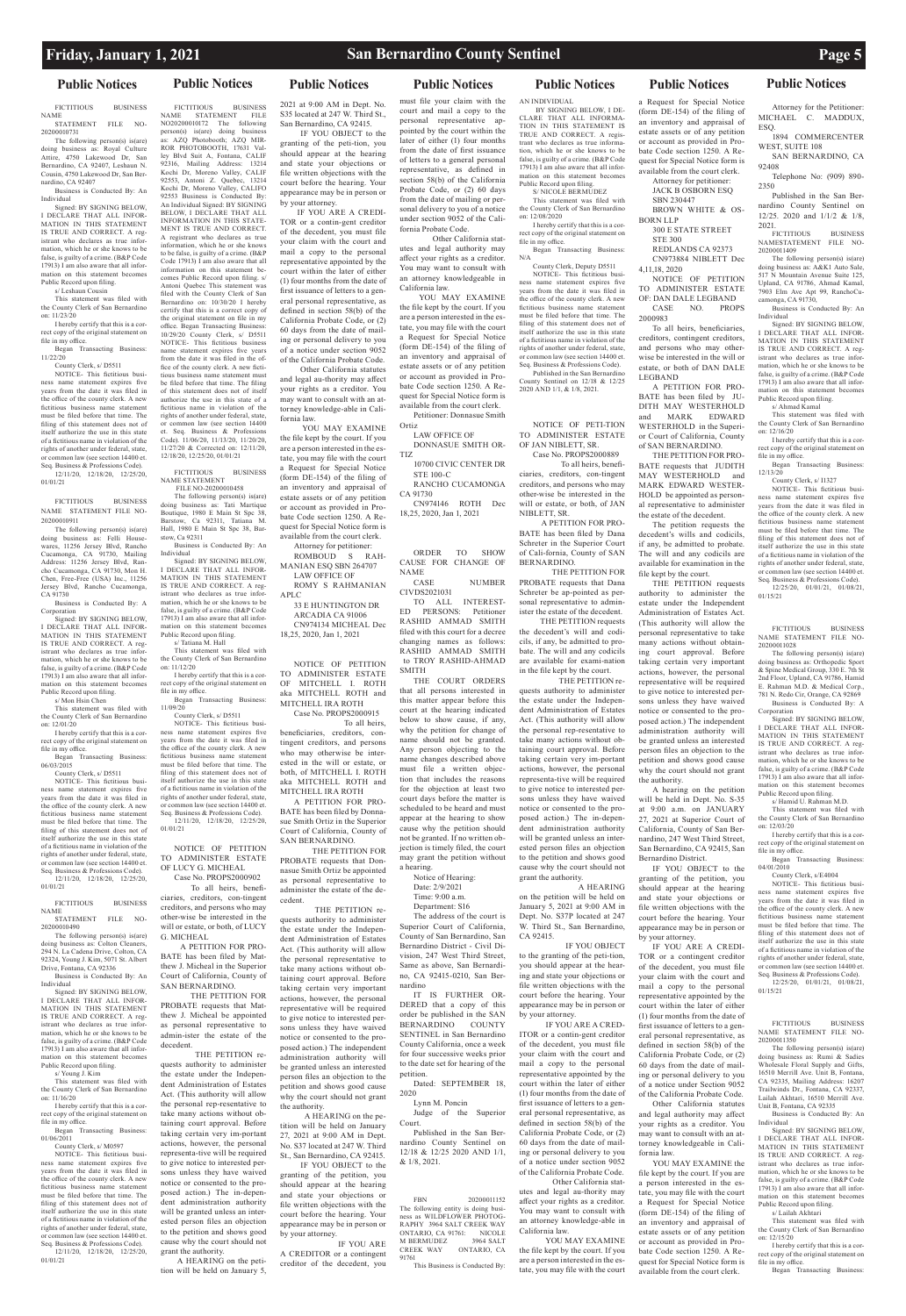## Public Notices

FICTITIOUS BUSINESS NAME STATEMENT FILE NO-20200010731

The following person(s) is(are) doing business as: Royal Culture Attire, 4750 Lakewood Dr, San Bernardino, CA 92407, Leshaun N. Cousin, 4750 Lakewood Dr, San Bernardino, CA 92407

Business is Conducted By: An Individual

Signed: BY SIGNING BELOW, I DECLARE THAT ALL INFORMATION IN THIS STATEMENT IS TRUE AND CORRECT. A registrant who declares as true information, which he or she knows to be false, is guilty of a crime. (B&P Code 17913) I am also aware that all information on this statement becomes Public Record upon filing.

s/ Leshaun Cousin

This statement was filed with the County Clerk of San Bernardino on: 11/23/20

I hereby certify that this is a correct copy of the original statement on file in my office.

Began Transacting Business: 11/22/20

County Clerk, s/ D5511

NOTICE- This fictitious business name statement expires five years from the date it was filed in the office of the county clerk. A new fictitious business name statement must be filed before that time. The filing of this statement does not of itself authorize the use in this state of a fictitious name in violation of the rights of another under federal, state, or common law (see section 14400 et. Seq. Business & Professions Code).

12/11/20, 12/18/20, 12/25/20, 01/01/21

FICTITIOUS BUSINESS NAME STATEMENT FILE NO-20200010911

The following person(s) is(are) doing business as: Felli Housewares, 11256 Jersey Blvd, Rancho Cucamonga, CA 91730, Mailing Address: 11256 Jersey Blvd, Rancho Cucamonga, CA 91730, Mon H. Chen, Free-Free (USA) Inc., 11256 Jersey Blvd, Rancho Cucamonga, CA 91730

Business is Conducted By: A Corporation

Signed: BY SIGNING BELOW, I DECLARE THAT ALL INFORMATION IN THIS STATEMENT IS TRUE AND CORRECT. A registrant who declares as true information, which he or she knows to be false, is guilty of a crime. (B&P Code 17913) I am also aware that all information on this statement becomes Public Record upon filing.

s/ Mon Hsin Chen

This statement was filed with the County Clerk of San Bernardino on: 12/01/20

I hereby certify that this is a correct copy of the original statement on file in my office.

Began Transacting Business: 06/03/2015

County Clerk, s/ D5511

NOTICE- This fictitious business name statement expires five years from the date it was filed in the office of the county clerk. A new fictitious business name statement must be filed before that time. The filing of this statement does not of itself authorize the use in this state of a fictitious name in violation of the rights of another under federal, state, or common law (see section 14400 et. Seq. Business & Professions Code).

12/11/20, 12/18/20, 12/25/20, 01/01/21

FICTITIOUS BUSINESS NAME STATEMENT FILE NO-20200010490

The following person(s) is(are) doing business as: Colton Cleaners, 294 N. La Cadena Drive, Colton, CA 92324, Young J. Kim, 5071 St. Albert Drive, Fontana, CA 92336

Business is Conducted By: An Individual

Signed: BY SIGNING BELOW, I DECLARE THAT ALL INFORMATION IN THIS STATEMENT IS TRUE AND CORRECT. A registrant who declares as true information, which he or she knows to be false, is guilty of a crime. (B&P Code 17913) I am also aware that all information on this statement becomes Public Record upon filing.

s/ Young J. Kim

This statement was filed with the County Clerk of San Bernardino on: 11/16/20

I hereby certify that this is a correct copy of the original statement on file in my office.

Began Transacting Business: 01/06/2011

County Clerk, s/ M0597

NOTICE- This fictitious business name statement expires five years from the date it was filed in the office of the county clerk. A new fictitious business name statement must be filed before that time. The filing of this statement does not of itself authorize the use in this state of a fictitious name in violation of the rights of another under federal, state, or common law (see section 14400 et. Seq. Business & Professions Code).

12/11/20, 12/18/20, 12/25/20, 01/01/21

FICTITIOUS BUSINESS NAME STATEMENT FILE NO20200010172 The following person(s) is(are) doing business as: AZQ Photobooth; AZQ MIRROR PHOTOBOOTH, 17631 Valley Blvd Suit A, Fontana, CALIF 92316, Mailing Address: 13214 Kochi Dr, Moreno Valley, CALIF 92553, Antoni Z. Quebec, 13214 Kochi Dr, Moreno Valley, CALIFO 92553 Business is Conducted By: An Individual Signed: BY SIGNING BELOW, I DECLARE THAT ALL INFORMATION IN THIS STATEMENT IS TRUE AND CORRECT. A registrant who declares as true information which he or she knows to be false, is guilty of a crime. (B&P Code 17913) I am also aware that all information on this statement becomes Public Record upon filing. s/ Antoni Quebec This statement was filed with the County Clerk of San Bernardino on: 10/30/20 I hereby certify that this is a correct copy of the original statement on file in my office. Began Transacting Business: 10/29/20 County Clerk, s/ D5511 NOTICE- This fictitious business name statement expires five years from the date it was filed in the office of the county clerk. A new fictitious business name statement must be filed before that time. The filing of this statement does not of itself authorize the use in this state of a fictitious name in violation of the rights of another under federal, state, or common law (see section 14400 et. Seq. Business & Professions Code). 11/06/20, 11/13/20, 11/20/20, 11/27/20 & Corrected on: 12/11/20, 12/18/20, 12/25/20, 01/01/21

FICTITIOUS BUSINESS NAME STATEMENT FILE NO-20200010458

The following person(s) is(are) doing business as: Tati Marique Boutique, 1980 E Main St Spc 38, Barstow, Ca 92311, Tatiana M. Hall, 1980 E Main St Spc 38, Barstow, Ca 92311

Business is Conducted By: An Individual

Signed: BY SIGNING BELOW, I DECLARE THAT ALL INFORMATION IN THIS STATEMENT IS TRUE AND CORRECT. A registrant who declares as true information, which he or she knows to be false, is guilty of a crime. (B&P Code 17913) I am also aware that all information on this statement becomes Public Record upon filing.

s/ Tatiana M. Hall

This statement was filed with the County Clerk of San Bernardino on: 11/12/20

I hereby certify that this is a correct copy of the original statement on file in my office.

Began Transacting Business: 11/09/20

County Clerk, s/ D5511

NOTICE- This fictitious business name statement expires five years from the date it was filed in the office of the county clerk. A new fictitious business name statement must be filed before that time. The filing of this statement does not of itself authorize the use in this state of a fictitious name in violation of the rights of another under federal, state, or common law (see section 14400 et. Seq. Business & Professions Code).

12/11/20, 12/18/20, 12/25/20, 01/01/21

NOTICE OF PETITION TO ADMINISTER ESTATE OF LUCY G. MICHEAL

Case No. PROPS2000902

To all heirs, beneficiaries, creditors, contingent creditors, and persons who may other-wise be interested in the will or estate, or both, of LUCY G. MICHEAL

A PETITION FOR PROBATE has been filed by Matthew J. Micheal in the Superior Court of California, County of SAN BERNARDINO.

THE PETITION FOR PROBATE requests that Matthew J. Micheal be appointed as personal representative to admin-ister the estate of the decedent.

THE PETITION requests authority to administer the estate under the Independent Administration of Estates Act. (This authority will allow the personal representa-tive to take many actions without obtaining court approval. Before taking certain very important actions, however, the personal representa-tive will be required to give notice to interested persons unless they have waived notice or consented to the proposed action.) The independent administration authority will be granted unless an interested person files an objection to the petition and shows good cause why the court should not grant the authority.

A HEARING on the petition will be held on January 5, 2021 at 9:00 AM in Dept. No. S35 located at 247 W. Third St., San Bernardino, CA 92415.

IF YOU OBJECT to the granting of the peti-tion, you should appear at the hearing and state your objections or file written objections with the court before the hearing. Your appearance may be in person or by your attorney.

IF YOU ARE A CREDITOR or a contin-gent creditor of the decedent, you must file your claim with the court and mail a copy to the personal representative appointed by the court within the later of either (1) four months from the date of first issuance of letters to a general personal representative, as defined in section 58(b) of the California Probate Code, or (2) 60 days from the date of mailing or personal delivery to you of a notice under section 9052 of the California Probate Code.

Other California statutes and legal au-thority may affect your rights as a creditor. You may want to consult with an attorney knowledge-able in California law.

YOU MAY EXAMINE the file kept by the court. If you are a person interested in the estate, you may file with the court a Request for Special Notice (form DE-154) of the filing of an inventory and appraisal of estate assets or of any petition or account as provided in Probate Code section 1250. A Request for Special Notice form is available from the court clerk.

Attorney for petitioner:

ROMBOUD S RAHMANIAN ESQ SBN 264707

LAW OFFICE OF ROMY S RAHMANIAN APLC

33 E HUNTINGTON DR ARCADIA CA 91006

CN974134 MICHEAL Dec 18,25, 2020, Jan 1, 2021

NOTICE OF PETITION TO ADMINISTER ESTATE OF MITCHELL I. ROTH aka MITCHELL ROTH and MITCHELL IRA ROTH

Case No. PROPS2000915

To all heirs, beneficiaries, creditors, contingent creditors, and persons who may otherwise be interested in the will or estate, or both, of MITCHELL I. ROTH aka MITCHELL ROTH and MITCHELL IRA ROTH

A PETITION FOR PROBATE has been filed by Donnasue Smith Ortiz in the Superior Court of California, County of SAN BERNARDINO.

THE PETITION FOR PROBATE requests that Donnasue Smith Ortiz be appointed as personal representative to administer the estate of the decedent.

THE PETITION requests authority to administer the estate under the Independent Administration of Estates Act. (This authority will allow the personal representative to take many actions without obtaining court approval. Before taking certain very important actions, however, the personal representative will be required to give notice to interested persons unless they have waived notice or consented to the proposed action.) The independent administration authority will be granted unless an interested person files an objection to the petition and shows good cause why the court should not grant the authority.

A HEARING on the petition will be held on January 27, 2021 at 9:00 AM in Dept. No. S37 located at 247 W. Third St., San Bernardino, CA 92415.

IF YOU OBJECT to the granting of the petition, you should appear at the hearing and state your objections or file written objections with the court before the hearing. Your appearance may be in person or by your attorney.

IF YOU ARE A CREDITOR or a contingent creditor of the decedent, you must file your claim with the court and mail a copy to the personal representative appointed by the court within the later of either (1) four months from the date of first issuance of letters to a general personal representative, as defined in section 58(b) of the California Probate Code, or (2) 60 days from the date of mailing or personal delivery to you of a notice under section 9052 of the California Probate Code.

Other California statutes and legal authority may affect your rights as a creditor. You may want to consult with an attorney knowledgeable in California law.

YOU MAY EXAMINE the file kept by the court. If you are a person interested in the estate, you may file with the court a Request for Special Notice (form DE-154) of the filing of an inventory and appraisal of estate assets or of any petition or account as provided in Probate Code section 1250. A Request for Special Notice form is available from the court clerk.

Petitioner: Donnasue Smith Ortiz

LAW OFFICE OF DONNASUE SMITH ORTIZ

10700 CIVIC CENTER DR STE 100-C

RANCHO CUCAMONGA CA 91730

CN974146 ROTH Dec 18,25, 2020, Jan 1, 2021

ORDER TO SHOW CAUSE FOR CHANGE OF NAME

CASE NUMBER CIVDS2021031

TO ALL INTERESTED PERSONS: Petitioner RASHID AMMAD SMITH filed with this court for a decree changing names as follows: RASHID AMMAD SMITH to TROY RASHID-AHMAD SMITH

THE COURT ORDERS that all persons interested in this matter appear before this court at the hearing indicated below to show cause, if any, why the petition for change of name should not be granted. Any person objecting to the name changes described above must file a written objection that includes the reasons for the objection at least two court days before the matter is scheduled to be heard and must appear at the hearing to show cause why the petition should not be granted. If no written objection is timely filed, the court may grant the petition without a hearing.

Notice of Hearing:

Date: 2/9/2021

Time: 9:00 a.m.

Department: S16

The address of the court is Superior Court of California, County of San Bernardino, San Bernardino District - Civil Division, 247 West Third Street, Same as above, San Bernardino, CA 92415-0210, San Bernardino

IT IS FURTHER ORDERED that a copy of this order be published in the SAN BERNARDINO COUNTY SENTINEL in San Bernardino County California, once a week for four successive weeks prior to the date set for hearing of the petition.

Dated: SEPTEMBER 18, 2020

Lynn M. Poncin

Judge of the Superior Court.

Published in the San Bernardino County Sentinel on 12/18 & 12/25 2020 AND 1/1, & 1/8, 2021.

FBN 20200011152 The following entity is doing business as WILDFLOWER PHOTOGRAPHY 3964 SALT CREEK WAY ONTARIO, CA 91761: NICOLE M BERMUDEZ 3964 SALT CREEK WAY ONTARIO, CA 91761

This Business is Conducted By: AN INDIVIDUAL

BY SIGNING BELOW, I DECLARE THAT ALL INFORMATION IN THIS STATEMENT IS TRUE AND CORRECT. A registrant who declares as true information, which he or she knows to be false, is guilty of a crime. (B&P Code 17913) I am also aware that all information on this statement becomes Public Record upon filing.

S/ NICOLE BERMUDEZ

This statement was filed with the County Clerk of San Bernardino on: 12/08/2020

I hereby certify that this is a correct copy of the original statement on file in my office.

Began Transacting Business: N/A

County Clerk, Deputy D5511

NOTICE- This fictitious business name statement expires five years from the date it was filed in the office of the county clerk. A new fictitious business name statement must be filed before that time. The filing of this statement does not of itself authorize the use in this state of a fictitious name in violation of the rights of another under federal, state, or common law (see section 14400 et. Seq. Business & Professions Code).

Published in the San Bernardino County Sentinel on 12/18 & 12/25 2020 AND 1/1, & 1/8, 2021.

NOTICE OF PETI-TION TO ADMINISTER ESTATE OF JAN NIBLETT, SR.

Case No. PROPS2000889

To all heirs, beneficiaries, creditors, con-tingent creditors and persons who may other-wise be interested in the will or estate, or both, of JAN NIBLETT, SR.

A PETITION FOR PROBATE has been filed by Dana Schreter in the Superior Court of Cali-fornia, County of SAN BERNARDINO.

THE PETITION FOR PROBATE requests that Dana Schreter be ap-pointed as personal representative to admin-ister the estate of the decedent.

THE PETITION requests the decedent's will and codi-cils, if any, be admitted to probate. The will and any codicils are available for exami-nation in the file kept by the court.

THE PETITION re-quests authority to administer the estate under the Indepen-dent Administration of Estates Act. (This authority will allow the personal rep-resentative to take many actions without ob-taining court approval. Before taking certain very im-portant actions, however, the personal representa-tive will be required to give notice to interested per-sons unless they have waived notice or consented to the pro-posed action.) The in-depen-dent administration authority will be granted unless an inter-ested person files an objection to the petition and shows good cause why the court should not grant the authority.

A HEARING on the petition will be held on January 5, 2021 at 9:00 AM in Dept. No. S37P located at 247 W. Third St., San Bernardino, CA 92415.

IF YOU OBJECT to the granting of the peti-tion, you should appear at the hear-ing and state your objections or file written objections with the court before the hearing. Your appearance may be in person or by your attorney.

IF YOU ARE A CRED-ITOR or a contin-gent creditor of the decedent, you must file your claim with the court and mail a copy to the personal representative appointed by the court within the later of either (1) four months from the date of first issuance of letters to a gen-eral personal representative, as defined in section 58(b) of the California Probate Code, or (2) 60 days from the date of mailing or personal delivery to you of a notice under section 9052 of the California Probate Code.

Other California stat-utes and legal au-thority may affect your rights as a creditor. You may want to consult with an attorney knowledge-able in California law.

YOU MAY EXAMINE the file kept by the court. If you are a person interested in the es-tate, you may file with the court a Request for Special Notice (form DE-154) of the filing of an inventory and appraisal of estate assets or of any petition or account as provided in Probate Code section 1250. A Request for Special Notice form is available from the court clerk.

Attorney for petitioner:

JACK B OSBORN ESQ SBN 230447

BROWN WHITE & OSBORN LLP

300 E STATE STREET STE 300

REDLANDS CA 92373

CN973884 NIBLETT Dec 4,11,18, 2020

NOTICE OF PETITION TO ADMINISTER ESTATE OF: DAN DALE LEGBAND

CASE NO. PROPS 2000983

To all heirs, beneficiaries, creditors, contingent creditors, and persons who may otherwise be interested in the will or estate, or both of DAN DALE LEGBAND

A PETITION FOR PROBATE has been filed by: JUDITH MAY WESTERHOLD and MARK EDWARD WESTERHOLD in the Superior Court of California, County of SAN BERNARDINO.

THE PETITION FOR PROBATE requests that JUDITH MAY WESTERHOLD and MARK EDWARD WESTERHOLD be appointed as personal representative to administer the estate of the decedent.

The petition requests the decedent's wills and codicils, if any, be admitted to probate. The will and any codicils are available for examination in the file kept by the court.

THE PETITION requests authority to administer the estate under the Independent Administration of Estates Act. (This authority will allow the personal representative to take many actions without obtaining court approval. Before taking certain very important actions, however, the personal representative will be required to give notice to interested persons unless they have waived notice or consented to the proposed action.) The independent administration authority will be granted unless an interested person files an objection to the petition and shows good cause why the court should not grant the authority.

A hearing on the petition will be held in Dept. No. S-35 at 9:00 a.m. on JANUARY 27, 2021 at Superior Court of California, County of San Bernardino, 247 West Third Street, San Bernardino, CA 92415, San Bernardino District.

IF YOU OBJECT to the granting of the petition, you should appear at the hearing and state your objections or file written objections with the court before the hearing. Your appearance may be in person or by your attorney.

IF YOU ARE A CREDITOR or a contingent creditor of the decedent, you must file your claim with the court and mail a copy to the personal representative appointed by the court within the later of either (1) four months from the date of first issuance of letters to a general personal representative, as defined in section 58(b) of the California Probate Code, or (2) 60 days from the date of mailing or personal delivery to you of a notice under Section 9052 of the California Probate Code.

Other California statutes and legal authority may affect your rights as a creditor. You may want to consult with an attorney knowledgeable in California law.

YOU MAY EXAMINE the file kept by the court. If you are a person interested in the estate, you may file with the court a Request for Special Notice (form DE-154) of the filing of an inventory and appraisal of estate assets or of any petition or account as provided in Probate Code section 1250. A Request for Special Notice form is available from the court clerk.

Attorney for the Petitioner: MICHAEL C. MADDUX, ESQ.

1894 COMMERCENTER WEST, SUITE 108

SAN BERNARDINO, CA 92408

Telephone No: (909) 890-2350

Published in the San Bernardino County Sentinel on 12/25. 2020 and 1/1/2 & 1/8, 2021.

FICTITIOUS BUSINESS NAMESTATEMENT FILE NO-20200011409

The following person(s) is(are) doing business as: A&K1 Auto Sale, 517 N Mountain Avenue Suite 125, Upland, CA 91786, Ahmad Kamal, 7903 Elm Ave Apt 99, RanchoCucamonga, CA 91730,

Business is Conducted By: An Individual

Signed: BY SIGNING BELOW, I DECLARE THAT ALL INFORMATION IN THIS STATEMENT IS TRUE AND CORRECT. A registrant who declares as true information, which he or she knows to be false, is guilty of a crime. (B&P Code 17913) I am also aware that all information on this statement becomes Public Record upon filing.

s/ Ahmad Kamal

This statement was filed with the County Clerk of San Bernardino on: 12/16/20

I hereby certify that this is a correct copy of the original statement on file in my office.

Began Transacting Business: 12/13/20

County Clerk, s/ I1327

NOTICE- This fictitious business name statement expires five years from the date it was filed in the office of the county clerk. A new fictitious business name statement must be filed before that time. The filing of this statement does not of itself authorize the use in this state of a fictitious name in violation of the rights of another under federal, state, or common law (see section 14400 et. Seq. Business & Professions Code).

12/25/20, 01/01/21, 01/08/21, 01/15/21

FICTITIOUS BUSINESS NAME STATEMENT FILE NO-20200011028

The following person(s) is(are) doing business as: Orthopedic Sport & Spine Medical Group, 330 E. 7th St 2nd Floor, Upland, CA 91786, Hamid E. Rahman M.D. & Medical Corp., 781 N. Redo Cir, Orange, CA 92869

Business is Conducted By: A Corporation

Signed: BY SIGNING BELOW, I DECLARE THAT ALL INFORMATION IN THIS STATEMENT IS TRUE AND CORRECT. A registrant who declares as true information, which he or she knows to be false, is guilty of a crime. (B&P Code 17913) I am also aware that all information on this statement becomes Public Record upon filing.

s/ Hamid U. Rahman M.D.

This statement was filed with the County Clerk of San Bernardino on: 12/03/20

I hereby certify that this is a correct copy of the original statement on file in my office.

Began Transacting Business: 04/01/2010

County Clerk, s/E4004

NOTICE- This fictitious business name statement expires five years from the date it was filed in the office of the county clerk. A new fictitious business name statement must be filed before that time. The filing of this statement does not of itself authorize the use in this state of a fictitious name in violation of the rights of another under federal, state, or common law (see section 14400 et. Seq. Business & Professions Code).

12/25/20, 01/01/21, 01/08/21, 01/15/21

FICTITIOUS BUSINESS NAME STATEMENT FILE NO-20200011350

The following person(s) is(are) doing business as: Rumi & Sadies Wholesale Floral Supply and Gifts, 16510 Merrill Ave. Unit B, Fontana, CA 92335, Mailing Address: 16207 Trailwinds Dr., Fontana, CA 92337, Lailah Akhtari, 16510 Merrill Ave. Unit B, Fontana, CA 92335

Business is Conducted By: An Individual

Signed: BY SIGNING BELOW, I DECLARE THAT ALL INFORMATION IN THIS STATEMENT IS TRUE AND CORRECT. A registrant who declares as true information, which he or she knows to be false, is guilty of a crime. (B&P Code 17913) I am also aware that all information on this statement becomes Public Record upon filing.

s/ Lailah Akhtari

This statement was filed with the County Clerk of San Bernardino on: 12/15/20

I hereby certify that this is a correct copy of the original statement on file in my office.

Began Transacting Business: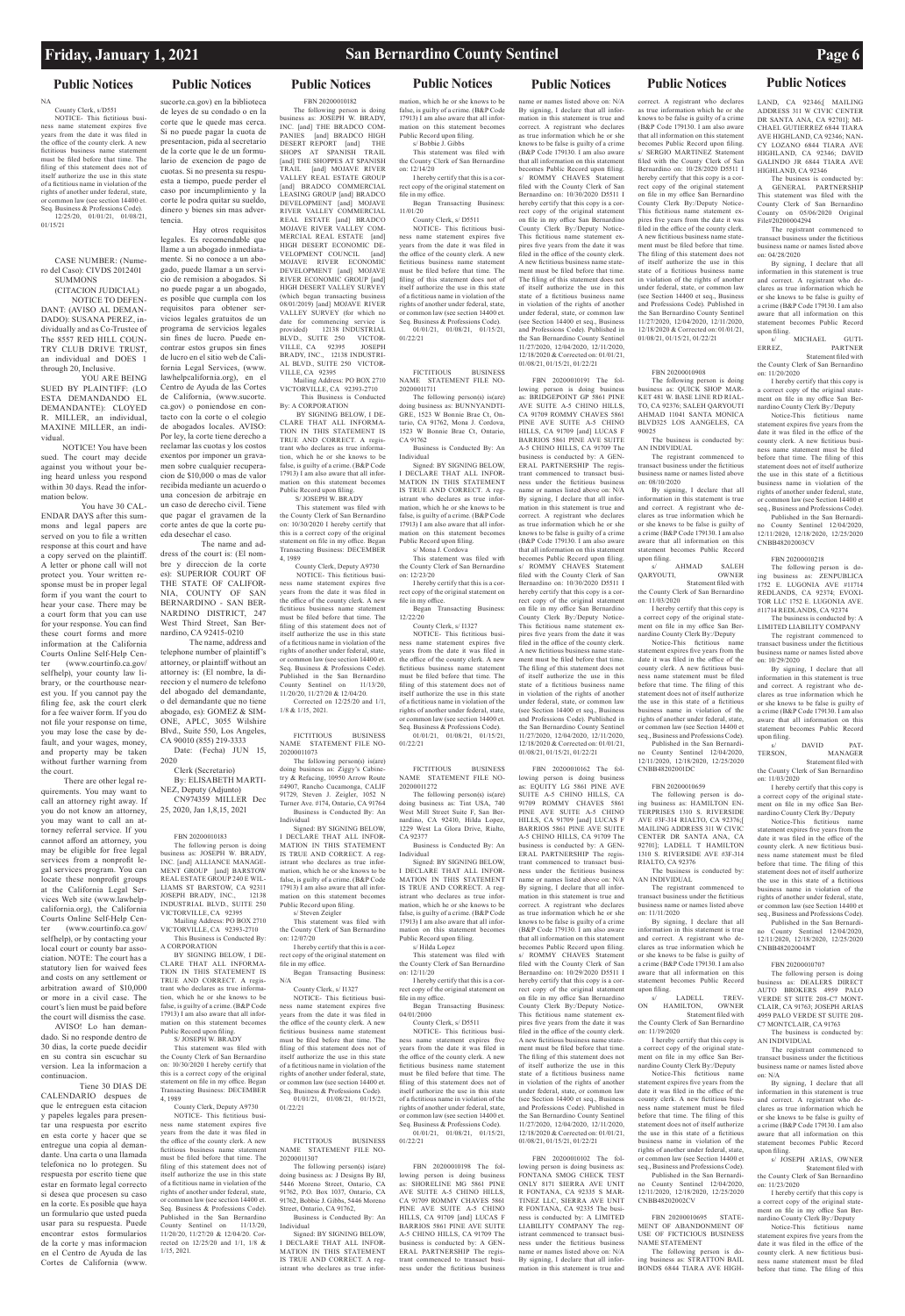NA

County Clerk, s/D551

NOTICE- This fictitious business name statement expires five years from the date it was filed in the office of the county clerk. A new fictitious business name statement must be filed before that time. The filing of this statement does not of itself authorize the use in this state of a fictitious name in violation of the rights of another under federal, state, or common law (see section 14400 et. Seq. Business & Professions Code).

12/25/20, 01/01/21, 01/08/21, 01/15/21

CASE NUMBER: (Numero del Caso): CIVDS 2012401

SUMMONS

(CITACION JUDICIAL)

NOTICE TO DEFENDANT: (AVISO AL DEMANDADO): SUSANA PEREZ, individually and as Co-Trustee of The 8557 RED HILL COUNTRY CLUB DRIVE TRUST, an individual and DOES 1 through 20, Inclusive.

YOU ARE BEING SUED BY PLAINTIFF: (LO ESTA DEMANDANDO EL DEMANDANTE): CLOYED R. MILLER, an individual, MAXINE MILLER, an individual.

NOTICE! You have been sued. The court may decide against you without your being heard unless you respond within 30 days. Read the information below.

You have 30 CALENDAR DAYS after this summons and legal papers are served on you to file a written response at this court and have a copy served on the plaintiff. A letter or phone call will not protect you. Your written response must be in proper legal form if you want the court to hear your case. There may be a court form that you can use for your response. You can find these court forms and more information at the California Courts Online Self-Help Center (www.courtinfo.ca.gov/selfhelp), your county law library, or the courthouse nearest you. If you cannot pay the filing fee, ask the court clerk for a fee waiver form. If you do not file your response on time, you may lose the case by default, and your wages, money, and property may be taken without further warning from the court.

There are other legal requirements. You may want to call an attorney right away. If you do not know an attorney, you may want to call an attorney referral service. If you cannot afford an attorney, you may be eligible for free legal services from a nonprofit legal services program. You can locate these nonprofit groups at the California Legal Services Web site (www.lawhelpcalifornia.org), the California Courts Online Self-Help Center (www.courtinfo.ca.gov/selfhelp), or by contacting your local court or county bar association. NOTE: The court has a statutory lien for waived fees and costs on any settlement or arbitration award of $10,000 or more in a civil case. The court's lien must be paid before the court will dismiss the case.

AVISO! Lo han demandado. Si no responde dentro de 30 dias, la corte puede decidir en su contra sin escuchar su version. Lea la informacion a continuacion.

Tiene 30 DIAS DE CALENDARIO despues de que le entreguen esta citacion y papeles legales para presentar una respuesta por escrito en esta corte y hacer que se entregue una copia al demandante. Una carta o una llamada telefonica no lo protegen. Su respuesta por escrito tiene que estar en formato legal correcto si desea que procesen su caso en la corte. Es posible que haya un formulario que usted pueda usar para su respuesta. Puede encontrar estos formularios de la corte y mas informacion en el Centro de Ayuda de las Cortes de California (www.sucorte.ca.gov) en la biblioteca de leyes de su condado o en la corte que le quede mas cerca. Si no puede pagar la cuota de presentacion, pida al secretario de la corte que le de un formulario de exencion de pago de cuotas. Si no presenta su respuesta a tiempo, puede perder el caso por incumplimiento y la corte le podra quitar su sueldo, dinero y bienes sin mas advertencia.

Hay otros requisitos legales. Es recomendable que llame a un abogado inmediatamente. Si no conoce a un abogado, puede llamar a un servicio de remision a abogados. Si no puede pagar a un abogado, es posible que cumpla con los requisitos para obtener servicios legales gratuitos de un programa de servicios legales sin fines de lucro. Puede encontrar estos grupos sin fines de lucro en el sitio web de California Legal Services, (www.lawhelpcalifornia.org), en el Centro de Ayuda de las Cortes de California, (www.sucorte.ca.gov) o poniendose en contacto con la corte o el colegio de abogados locales. AVISO: Por ley, la corte tiene derecho a reclamar las cuotas y los costos exentos por imponer un gravamen sobre cualquier recuperacion de $10,000 o mas de valor recibida mediante un acuerdo o una concesion de arbitraje en un caso de derecho civil. Tiene que pagar el gravamen de la corte antes de que la corte pueda desechar el caso.

The name and address of the court is: (El nombre y direccion de la corte es): SUPERIOR COURT OF THE STATE OF CALIFORNIA, COUNTY OF SAN BERNARDINO - SAN BERNARDINO DISTRICT, 247 West Third Street, San Bernardino, CA 92415-0210

The name, address and telephone number of plaintiff's attorney, or plaintiff without an attorney is: (El nombre, la direccion y el numero de telefono del abogado del demandante, o del demandante que no tiene abogado, es): GOMEZ & SIMONE, APLC, 3055 Wilshire Blvd., Suite 550, Los Angeles, CA 90010 (855) 219-3333

Date: (Fecha) JUN 15, 2020

Clerk (Secretario)

By: ELISABETH MARTINEZ, Deputy (Adjunto)

CN974359 MILLER Dec 25, 2020, Jan 1,8,15, 2021

FBN 20200010183

The following person is doing business as: JOSEPH W. BRADY, INC. [and] ALLIANCE MANAGEMENT GROUP [and] BARSTOW REAL ESTATE GROUP 240 E WILLIAMS ST BARSTOW, CA 92311 JOSEPH BRADY, INC.; 12138 INDUSTRIAL BLVD., SUITE 250 VICTORVILLE, CA 92395

Mailing Address: PO BOX 2710 VICTORVILLE, CA 92393-2710

This Business is Conducted By: A CORPORATION

BY SIGNING BELOW, I DECLARE THAT ALL INFORMATION IN THIS STATEMENT IS TRUE AND CORRECT. A registrant who declares as true information, which he or she knows to be false, is guilty of a crime. (B&P Code 17913) I am also aware that all information on this statement becomes Public Record upon filing.

S/ JOSEPH W. BRADY

This statement was filed with the County Clerk of San Bernardino on: 10/30/2020 I hereby certify that this is a correct copy of the original statement on file in my office. Began Transacting Business: DECEMBER 4, 1989

County Clerk, Deputy A9730

NOTICE- This fictitious business name statement expires five years from the date it was filed in the office of the county clerk. A new fictitious business name statement must be filed before that time. The filing of this statement does not of itself authorize the use in this state of a fictitious name in violation of the rights of another under federal, state, or common law (see section 14400 et. Seq. Business & Professions Code). Published in the San Bernardino County Sentinel on 11/13/20, 11/20/20, 11/27/20 & 12/04/20. Corrected on 12/25/20 and 1/1, 1/8 & 1/15, 2021.

FBN 20200010182

The following person is doing business as: JOSEPH W. BRADY, INC. [and] THE BRADCO COMPANIES [and] BRADCO HIGH DESERT REPORT [and] THE SHOPS AT SPANISH TRAIL [and] THE SHOPPES AT SPANISH TRAIL [and] MOJAVE RIVER VALLEY REAL ESTATE GROUP [and] BRADCO COMMERCIAL LEASING GROUP [and] BRADCO DEVELOPMENT [and] MOJAVE RIVER VALLEY COMMERCIAL REAL ESTATE [and] BRADCO MOJAVE RIVER VALLEY COMMERCIAL REAL ESTATE [and] HIGH DESERT ECONOMIC DEVELOPMENT COUNCIL [and] MOJAVE RIVER ECONOMIC DEVELOPMENT [and] MOJAVE RIVER ECONOMIC GROUP [and] HIGH DESERT VALLEY SURVEY (which began transacting business 08/01/2019) [and] MOJAVE RIVER VALLEY SURVEY (for which no date for commencing service is provided) 12138 INDUSTRIAL BLVD., SUITE 250 VICTORVILLE, CA 92395 JOSEPH BRADY, INC.; 12138 INDUSTRIAL BLVD., SUITE 250 VICTORVILLE, CA 92395

Mailing Address: PO BOX 2710 VICTORVILLE, CA 92393-2710

This Business is Conducted By: A CORPORATION

BY SIGNING BELOW, I DECLARE THAT ALL INFORMATION IN THIS STATEMENT IS TRUE AND CORRECT. A registrant who declares as true information, which he or she knows to be false, is guilty of a crime. (B&P Code 17913) I am also aware that all information on this statement becomes Public Record upon filing.

S/ JOSEPH W. BRADY

This statement was filed with the County Clerk of San Bernardino on: 10/30/2020 I hereby certify that this is a correct copy of the original statement on file in my office. Began Transacting Business: DECEMBER 4, 1989

County Clerk, Deputy A9730

NOTICE- This fictitious business name statement expires five years from the date it was filed in the office of the county clerk. A new fictitious business name statement must be filed before that time. The filing of this statement does not of itself authorize the use in this state of a fictitious name in violation of the rights of another under federal, state, or common law (see section 14400 et. Seq. Business & Professions Code). Published in the San Bernardino County Sentinel on 11/13/20, 11/20/20, 11/27/20 & 12/04/20. Corrected on 12/25/20 and 1/1, 1/8 & 1/15, 2021.

FICTITIOUS BUSINESS NAME STATEMENT FILE NO-20200011073

The following person(s) is(are) doing business as: Ziggy's Cabinetry & Refacing, 10950 Arrow Route #4907, Rancho Cucamonga, CALIF 91729, Steven J. Zeigler, 1052 N Turner Ave. #174, Ontario, CA 91764

Business is Conducted By: An Individual

Signed: BY SIGNING BELOW, I DECLARE THAT ALL INFORMATION IN THIS STATEMENT IS TRUE AND CORRECT. A registrant who declares as true information, which he or she knows to be false, is guilty of a crime. (B&P Code 17913) I am also aware that all information on this statement becomes Public Record upon filing.

s/ Steven Zeigler

This statement was filed with the County Clerk of San Bernardino on: 12/07/20

I hereby certify that this is a correct copy of the original statement on file in my office.

Began Transacting Business: N/A

County Clerk, s/ I1327

NOTICE- This fictitious business name statement expires five years from the date it was filed in the office of the county clerk. A new fictitious business name statement must be filed before that time. The filing of this statement does not of itself authorize the use in this state of a fictitious name in violation of the rights of another under federal, state, or common law (see section 14400 et. Seq. Business & Professions Code).

01/01/21, 01/08/21, 01/15/21, 01/22/21

FICTITIOUS BUSINESS NAME STATEMENT FILE NO-20200011307

The following person(s) is(are) doing business as: J Designs By BJ, 5446 Moreno Street, Ontario, CA 91762, P.O. Box 1037, Ontario, CA 91762, Bobbie J. Gibbs, 5446 Moreno Street, Ontario, CA 91762,

Business is Conducted By: An Individual

Signed: BY SIGNING BELOW, I DECLARE THAT ALL INFORMATION IN THIS STATEMENT IS TRUE AND CORRECT. A registrant who declares as true information, which he or she knows to be false, is guilty of a crime. (B&P Code 17913) I am also aware that all information on this statement becomes Public Record upon filing.

s/ Bobbie J. Gibbs

This statement was filed with the County Clerk of San Bernardino on: 12/14/20

I hereby certify that this is a correct copy of the original statement on file in my office.

Began Transacting Business: 11/01/20

County Clerk, s/ D5511

NOTICE- This fictitious business name statement expires five years from the date it was filed in the office of the county clerk. A new fictitious business name statement must be filed before that time. The filing of this statement does not of itself authorize the use in this state of a fictitious name in violation of the rights of another under federal, state, or common law (see section 14400 et. Seq. Business & Professions Code).

01/01/21, 01/08/21, 01/15/21, 01/22/21

FICTITIOUS BUSINESS NAME STATEMENT FILE NO-20200011714

The following person(s) is(are) doing business as: BUNNYANDTIGER, 1523 W Bonnie Brae Ct, Ontario, CA 91762, Mona J. Cordova, 1523 W Bonnie Brae Ct, Ontario, CA 91762

Business is Conducted By: An Individual

Signed: BY SIGNING BELOW, I DECLARE THAT ALL INFORMATION IN THIS STATEMENT IS TRUE AND CORRECT. A registrant who declares as true information, which he or she knows to be false, is guilty of a crime. (B&P Code 17913) I am also aware that all information on this statement becomes Public Record upon filing.

s/ Mona J. Cordova

This statement was filed with the County Clerk of San Bernardino on: 12/23/20

I hereby certify that this is a correct copy of the original statement on file in my office.

Began Transacting Business: 12/22/20

County Clerk, s/ I1327

NOTICE- This fictitious business name statement expires five years from the date it was filed in the office of the county clerk. A new fictitious business name statement must be filed before that time. The filing of this statement does not of itself authorize the use in this state of a fictitious name in violation of the rights of another under federal, state, or common law (see section 14400 et. Seq. Business & Professions Code).

01/01/21, 01/08/21, 01/15/21, 01/22/21

FICTITIOUS BUSINESS NAME STATEMENT FILE NO-20200011272

The following person(s) is(are) doing business as: Tint USA, 740 West Mill Street Suite F, San Bernardino, CA 92410, Hilda Lopez, 1229 West La Glora Drive, Rialto, CA 92377

Business is Conducted By: An Individual

Signed: BY SIGNING BELOW, I DECLARE THAT ALL INFORMATION IN THIS STATEMENT IS TRUE AND CORRECT. A registrant who declares as true information, which he or she knows to be false, is guilty of a crime. (B&P Code 17913) I am also aware that all information on this statement becomes Public Record upon filing.

s/ Hilda Lopez

This statement was filed with the County Clerk of San Bernardino on: 12/11/20

I hereby certify that this is a correct copy of the original statement on file in my office.

Began Transacting Business: 04/01/2000

County Clerk, s/ D5511

NOTICE- This fictitious business name statement expires five years from the date it was filed in the office of the county clerk. A new fictitious business name statement must be filed before that time. The filing of this statement does not of itself authorize the use in this state of a fictitious name in violation of the rights of another under federal, state, or common law (see section 14400 et. Seq. Business & Professions Code).

01/01/21, 01/08/21, 01/15/21, 01/22/21

FBN 20200010198 The following person is doing business as: SHORELINE MG 5861 PINE AVE SUITE A-5 CHINO HILLS, CA 91709 ROMMY CHAVES 5861 PINE AVE SUITE A-5 CHINO HILLS, CA 91709 [and] LUCAS F BARRIOS 5861 PINE AVE SUITE A-5 CHINO HILLS, CA 91709 The business is conducted by: A GENERAL PARTNERSHIP The registrant commenced to transact business under the fictitious business name or names listed above on: N/A By signing, I declare that all information in this statement is true and correct. A registrant who declares as true information which he or she knows to be false is guilty of a crime (B&P Code 179130. I am also aware that all information on this statement becomes Public Record upon filing.

s/ ROMMY CHAVES Statement filed with the County Clerk of San Bernardino on: 10/30/2020 D5511 I hereby certify that this copy is a correct copy of the original statement on file in my office San Bernardino County Clerk By:/Deputy Notice-This fictitious name statement expires five years from the date it was filed in the office of the county clerk. A new fictitious business name statement must be filed before that time. The filing of this statement does not of itself authorize the use in this state of a fictitious business name in violation of the rights of another under federal, state, or common law (see Section 14400 et seq., Business and Professions Code). Published in the San Bernardino County Sentinel 11/27/2020, 12/04/2020, 12/11/2020, 12/18/2020 & Corrected on: 01/01/21, 01/08/21, 01/15/21, 01/22/21

FBN 20200010191 The following person is doing business as: BRIDGEPOINT GP 5861 PINE AVE SUITE A-5 CHINO HILLS, CA 91709 ROMMY CHAVES 5861 PINE AVE SUITE A-5 CHINO HILLS, CA 91709 [and] LUCAS F BARRIOS 5861 PINE AVE SUITE A-5 CHINO HILLS, CA 91709 The business is conducted by: A GENERAL PARTNERSHIP The registrant commenced to transact business under the fictitious business name or names listed above on: N/A By signing, I declare that all information in this statement is true and correct. A registrant who declares as true information which he or she knows to be false is guilty of a crime (B&P Code 179130. I am also aware that all information on this statement becomes Public Record upon filing.

s/ ROMMY CHAVES Statement filed with the County Clerk of San Bernardino on: 10/30/2020 D5511 I hereby certify that this copy is a correct copy of the original statement on file in my office San Bernardino County Clerk By:/Deputy Notice-This fictitious name statement expires five years from the date it was filed in the office of the county clerk. A new fictitious business name statement must be filed before that time. The filing of this statement does not of itself authorize the use in this state of a fictitious business name in violation of the rights of another under federal, state, or common law (see Section 14400 et seq., Business and Professions Code). Published in the San Bernardino County Sentinel 11/27/2020, 12/04/2020, 12/11/2020, 12/18/2020 & Corrected on: 01/01/21, 01/08/21, 01/15/21, 01/22/21

FBN 20200010162 The following person is doing business as: EQUITY LG 5861 PINE AVE SUITE A-5 CHINO HILLS, CA 91709 ROMMY CHAVES 5861 PINE AVE SUITE A-5 CHINO HILLS, CA 91709 [and] LUCAS F BARRIOS 5861 PINE AVE SUITE A-5 CHINO HILLS, CA 91709 The business is conducted by: A GENERAL PARTNERSHIP The registrant commenced to transact business under the fictitious business name or names listed above on: N/A By signing, I declare that all information in this statement is true and correct. A registrant who declares as true information which he or she knows to be false is guilty of a crime (B&P Code 179130. I am also aware that all information on this statement becomes Public Record upon filing.

s/ ROMMY CHAVES Statement filed with the County Clerk of San Bernardino on: 10/29/2020 D5511 I hereby certify that this copy is a correct copy of the original statement on file in my office San Bernardino County Clerk By:/Deputy Notice-This fictitious name statement expires five years from the date it was filed in the office of the county clerk. A new fictitious business name statement must be filed before that time. The filing of this statement does not of itself authorize the use in this state of a fictitious business name in violation of the rights of another under federal, state, or common law (see Section 14400 et seq., Business and Professions Code). Published in the San Bernardino County Sentinel 11/27/2020, 12/04/2020, 12/11/2020, 12/18/2020 & Corrected on: 01/01/21, 01/08/21, 01/15/21, 01/22/21

FBN 20200011002 The following person is doing business as: FONTANA SMOG CHECK TEST ONLY 8171 SIERRA AVE UNIT R FONTANA, CA 92335 S MARTINEZ LLC; SIERRA AVE UNIT R FONTANA, CA 92335 The business is conducted by: A LIMITED LIABILITY COMPANY The registrant commenced to transact business under the fictitious business name or names listed above on: N/A By signing, I declare that all information in this statement is true and correct. A registrant who declares as true information which he or she knows to be false is guilty of a crime (B&P Code 179130. I am also aware that all information on this statement becomes Public Record upon filing.

s/ SERGIO MARTINEZ Statement filed with the County Clerk of San Bernardino on: 10/28/2020 D5511 I hereby certify that this copy is a correct copy of the original statement on file in my office San Bernardino County Clerk By:/Deputy Notice-This fictitious name statement expires five years from the date it was filed in the office of the county clerk. A new fictitious business name statement must be filed before that time. The filing of this statement does not of itself authorize the use in this state of a fictitious business name in violation of the rights of another under federal, state, or common law (see Section 14400 et seq., Business and Professions Code). Published in the San Bernardino County Sentinel 11/27/2020, 12/04/2020, 12/11/2020, 12/18/2020 & Corrected on: 01/01/21, 01/08/21, 01/15/21, 01/22/21

FBN 20200010908

The following person is doing business as: QUICK SHOP MARKET 481 W. BASE LINE RD RIALTO, CA 92376; SALEH QARYOUTI AHMAD 11041 SANTA MONICA BLVD325 LOS AANGELES, CA 90025

The business is conducted by: AN INDIVIDUAL

The registrant commenced to transact business under the fictitious business name or names listed above on: 08/10/2020

By signing, I declare that all information in this statement is true and correct. A registrant who declares as true information which he or she knows to be false is guilty of a crime (B&P Code 179130. I am also aware that all information on this statement becomes Public Record upon filing.

s/ AHMAD SALEH QARYOUTI, OWNER Statement filed with the County Clerk of San Bernardino on: 11/03/2020

I hereby certify that this copy is a correct copy of the original statement on file in my office San Bernardino County Clerk By:/Deputy

Notice-This fictitious name statement expires five years from the date it was filed in the office of the county clerk. A new fictitious business name statement must be filed before that time. The filing of this statement does not of itself authorize the use in this state of a fictitious business name in violation of the rights of another under federal, state, or common law (see Section 14400 et seq., Business and Professions Code).

Published in the San Bernardino County Sentinel 12/04/2020, 12/11/2020, 12/18/2020, 12/25/2020 CNBB48202001DC

FBN 20200010659

The following person is doing business as: HAMILTON ENTERPRISES 1310 S. RIVERSIDE AVE #3F-314 RIALTO, CA 92376[ MAILING ADDRESS 311 W CIVIC CENTER DR SANTA ANA, CA 92701]; LADELL T HAMILTON 1310 S. RIVERSIDE AVE #3F-314 RIALTO, CA 92376

The business is conducted by: AN INDIVIDUAL

The registrant commenced to transact business under the fictitious business name or names listed above on: 11/11/2020

By signing, I declare that all information in this statement is true and correct. A registrant who declares as true information which he or she knows to be false is guilty of a crime (B&P Code 179130. I am also aware that all information on this statement becomes Public Record upon filing.

s/ LADELL TREVON HAMILTON, OWNER Statement filed with the County Clerk of San Bernardino on: 11/19/2020

I hereby certify that this copy is a correct copy of the original statement on file in my office San Bernardino County Clerk By:/Deputy

Notice-This fictitious name statement expires five years from the date it was filed in the office of the county clerk. A new fictitious business name statement must be filed before that time. The filing of this statement does not of itself authorize the use in this state of a fictitious business name in violation of the rights of another under federal, state, or common law (see Section 14400 et seq., Business and Professions Code).

Published in the San Bernardino County Sentinel 12/04/2020, 12/11/2020, 12/18/2020, 12/25/2020 CNBB48202002CV

FBN 20200010695 STATEMENT OF ABANDONMENT OF USE OF FICTICIOUS BUSINESS NAME STATEMENT

The following person is doing business as: STRATTON BAIL BONDS 6844 TIARA AVE HIGHLAND, CA 92346[ MAILING ADDRESS 311 W CIVIC CENTER DR SANTA ANA, CA 92701]; MICHAEL GUTIERREZ 6844 TIARA AVE HIGHLAND, CA 92346; NANCY LOZANO 6844 TIARA AVE HIGHLAND, CA 92346; DAVID GALINDO JR 6844 TIARA AVE HIGHLAND, CA 92346

The business is conducted by: A GENERAL PARTNERSHIP This statement was filed with the County Clerk of San Bernardino County on 05/06/2020 Original File#20200004294

The registrant commenced to transact business under the fictitious business name or names listed above on: 04/28/2020

By signing, I declare that all information in this statement is true and correct. A registrant who declares as true information which he or she knows to be false is guilty of a crime (B&P Code 179130. I am also aware that all information on this statement becomes Public Record upon filing.

s/ MICHAEL GUTIERREZ, PARTNER Statement filed with the County Clerk of San Bernardino on: 11/20/2020

I hereby certify that this copy is a correct copy of the original statement on file in my office San Bernardino County Clerk By:/Deputy

Notice-This fictitious name statement expires five years from the date it was filed in the office of the county clerk. A new fictitious business name statement must be filed before that time. The filing of this statement does not of itself authorize the use in this state of a fictitious business name in violation of the rights of another under federal, state, or common law (see Section 14400 et seq., Business and Professions Code).

Published in the San Bernardino County Sentinel 12/04/2020, 12/11/2020, 12/18/2020, 12/25/2020 CNBB48202003CV

FBN 20200010218

The following person is doing business as: ZENPUBLICA 1752 E. LUGONIA AVE #11714 REDLANDS, CA 92374; EVOXITOR LLC 1752 E. LUGONIA AVE. #11714 REDLANDS, CA 92374

The business is conducted by: A LIMITED LIABILITY COMPANY

The registrant commenced to transact business under the fictitious business name or names listed above on: 10/29/2020

By signing, I declare that all information in this statement is true and correct. A registrant who declares as true information which he or she knows to be false is guilty of a crime (B&P Code 179130. I am also aware that all information on this statement becomes Public Record upon filing.

s/ DAVID PATTERSON, MANAGER Statement filed with the County Clerk of San Bernardino on: 11/03/2020

I hereby certify that this copy is a correct copy of the original statement on file in my office San Bernardino County Clerk By:/Deputy

Notice-This fictitious name statement expires five years from the date it was filed in the office of the county clerk. A new fictitious business name statement must be filed before that time. The filing of this statement does not of itself authorize the use in this state of a fictitious business name in violation of the rights of another under federal, state, or common law (see Section 14400 et seq., Business and Professions Code).

Published in the San Bernardino County Sentinel 12/04/2020, 12/11/2020, 12/18/2020, 12/25/2020 CNBB48202004MT

FBN 20200010707

The following person is doing business as: DEALERS DIRECT AUTO BROKERS 4959 PALO VERDE ST SUITE 208-C7 MONTCLAIR, CA 91763; JOSEPH ARIAS 4959 PALO VERDE ST SUITE 208-C7 MONTCLAIR, CA 91763

The business is conducted by: AN INDIVIDUAL

The registrant commenced to transact business under the fictitious business name or names listed above on: N/A

By signing, I declare that all information in this statement is true and correct. A registrant who declares as true information which he or she knows to be false is guilty of a crime (B&P Code 179130. I am also aware that all information on this statement becomes Public Record upon filing.

s/ JOSEPH ARIAS, OWNER Statement filed with the County Clerk of San Bernardino on: 11/23/2020

I hereby certify that this copy is a correct copy of the original statement on file in my office San Bernardino County Clerk By:/Deputy

Notice-This fictitious name statement expires five years from the date it was filed in the office of the county clerk. A new fictitious business name statement must be filed before that time. The filing of this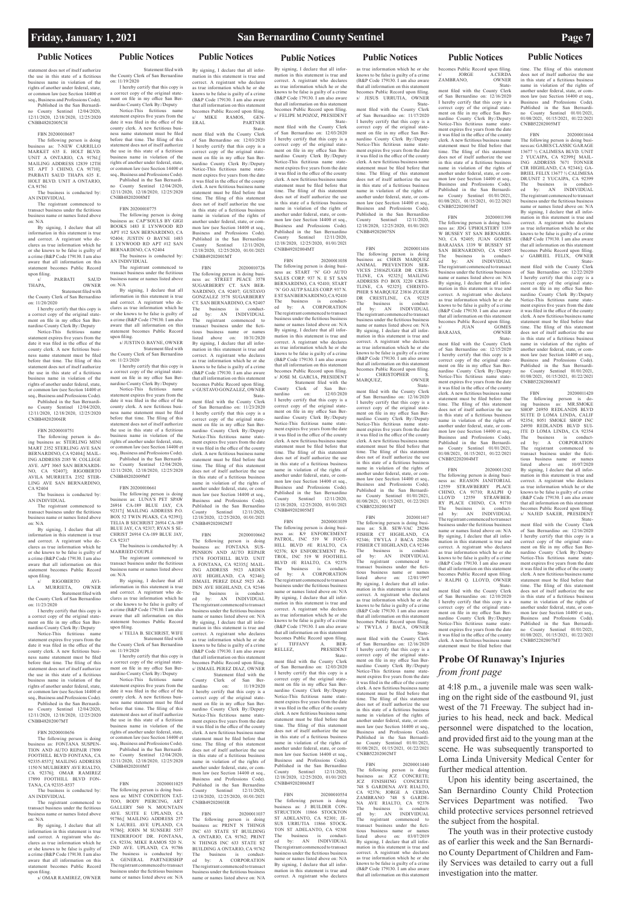## Public Notices

statement does not of itself authorize the use in this state of a fictitious business name in violation of the rights of another under federal, state, or common law (see Section 14400 et seq., Business and Professions Code).

Published in the San Bernardino County Sentinel 12/04/2020, 12/11/2020, 12/18/2020, 12/25/2020 CNBB48202005CH

FBN 20200010687

The following person is doing business as: 7-NEW CARRILLO MARKET 635 E. HOLT BLVD. UNIT A ONTARIO, CA 91761;[ MAILING ADDRESS 12839 12TH ST. APT 3 CHINO, CA 91710]; PARBATI SAUD THAPA 635 E. HOLT BLVD. UNIT A ONTARIO, CA 91761

The business is conducted by: AN INDIVIDUAL

The registrant commenced to transact business under the fictitious business name or names listed above on: N/A

By signing, I declare that all information in this statement is true and correct. A registrant who declares as true information which he or she knows to be false is guilty of a crime (B&P Code 179130. I am also aware that all information on this statement becomes Public Record upon filing.

s/ PARBATI SAUD THAPA, OWNER

Statement filed with the County Clerk of San Bernardino on: 11/20/2020

I hereby certify that this copy is a correct copy of the original statement on file in my office San Bernardino County Clerk By:/Deputy

Notice-This fictitious name statement expires five years from the date it was filed in the office of the county clerk. A new fictitious business name statement must be filed before that time. The filing of this statement does not of itself authorize the use in this state of a fictitious business name in violation of the rights of another under federal, state, or common law (see Section 14400 et seq., Business and Professions Code).

Published in the San Bernardino County Sentinel 12/04/2020, 12/11/2020, 12/18/2020, 12/25/2020 CNBB48202006IR

FBN 20200010751

The following person is doing business as: STERLING MINI MART 2352 STERLING AVE SAN BERNARDINO, CA 92404;[ MAILING ADDRESS 2185 W. COLLEGE AVE. APT 3065 SAN BERNARDINO, CA 92407]; RIGOBERTO AVILA MURRIETA 2352 STERLING AVE SAN BERNARDINO, CA 92404

The business is conducted by: AN INDIVIDUAL

The registrant commenced to transact business under the fictitious business name or names listed above on: N/A

By signing, I declare that all information in this statement is true and correct. A registrant who declares as true information which he or she knows to be false is guilty of a crime (B&P Code 179130. I am also aware that all information on this statement becomes Public Record upon filing.

s/ RIGOBERTO AVILA MURRIETA, OWNER

Statement filed with the County Clerk of San Bernardino on: 11/23/2020

I hereby certify that this copy is a correct copy of the original statement on file in my office San Bernardino County Clerk By:/Deputy

Notice-This fictitious name statement expires five years from the date it was filed in the office of the county clerk. A new fictitious business name statement must be filed before that time. The filing of this statement does not of itself authorize the use in this state of a fictitious business name in violation of the rights of another under federal, state, or common law (see Section 14400 et seq., Business and Professions Code).

Published in the San Bernardino County Sentinel 12/04/2020, 12/11/2020, 12/18/2020, 12/25/2020 CNBB48202007MT

FBN 20200010656

The following person is doing business as: FONTANA SUSPENTION AND AUTO REPAIR 17890 FOOTHILL BLVD FONTANA, CA 92335-8537;[ MAILING ADDRESS 1150 N MULBERRY AVE RIALTO, CA 92376]; OMAR RAMIREZ 17890 FOOTHILL BLVD FONTANA, CA 92335-8537

The business is conducted by: AN INDIVIDUAL

The registrant commenced to transact business under the fictitious business name or names listed above on: N/A

By signing, I declare that all information in this statement is true and correct. A registrant who declares as true information which he or she knows to be false is guilty of a crime (B&P Code 179130. I am also aware that all information on this statement becomes Public Record upon filing.

s/ OMAR RAMIREZ, OWNER

Statement filed with the County Clerk of San Bernardino on: 11/19/2020

I hereby certify that this copy is a correct copy of the original statement on file in my office San Bernardino County Clerk By:/Deputy

Notice-This fictitious name statement expires five years from the date it was filed in the office of the county clerk. A new fictitious business name statement must be filed before that time. The filing of this statement does not of itself authorize the use in this state of a fictitious business name in violation of the rights of another under federal, state, or common law (see Section 14400 et seq., Business and Professions Code).

Published in the San Bernardino County Sentinel 12/04/2020, 12/11/2020, 12/18/2020, 12/25/2020 CNBB48202008MT

FBN 20200010775

The following person is doing business as: CAP'SOULS BY GIGI BOOKS 1483 E LYNWOOD RD APT #12 SAN BERNARDINO, CA 92404; JUSTIN O BAYNE 1483 E LYNWOOD RD APT #12 SAN BERNARDINO, CA 92404

The business is conducted by: AN INDIVIDUAL

The registrant commenced to transact business under the fictitious business name or names listed above on: N/A

By signing, I declare that all information in this statement is true and correct. A registrant who declares as true information which he or she knows to be false is guilty of a crime (B&P Code 179130. I am also aware that all information on this statement becomes Public Record upon filing.

s/ JUSTIN O. BAYNE, OWNER

Statement filed with the County Clerk of San Bernardino on: 11/23/2020

I hereby certify that this copy is a correct copy of the original statement on file in my office San Bernardino County Clerk By:/Deputy

Notice-This fictitious name statement expires five years from the date it was filed in the office of the county clerk. A new fictitious business name statement must be filed before that time. The filing of this statement does not of itself authorize the use in this state of a fictitious business name in violation of the rights of another under federal, state, or common law (see Section 14400 et seq., Business and Professions Code).

Published in the San Bernardino County Sentinel 12/04/2020, 12/11/2020, 12/18/2020, 12/25/2020 CNBB48202009MT

FBN 20200010661

The following person is doing business as: LUNA'S PET SPAW 26914 CA-189 BLUE JAY, CA 92317;[ MAILING ADDRESS P.O. BOX 52 TWIN PEAKS, CA 92391]; TELIA B SECHRIST 26914 CA-189 BLUE JAY, CA 92317; RYAN S SECHRIST 26914 CA-189 BLUE JAY, CA 92317

The business is conducted by: A MARRIED COUPLE

The registrant commenced to transact business under the fictitious business name or names listed above on: N/A

By signing, I declare that all information in this statement is true and correct. A registrant who declares as true information which he or she knows to be false is guilty of a crime (B&P Code 179130. I am also aware that all information on this statement becomes Public Record upon filing.

s/ TELIA B. SECHRIST, WIFE

Statement filed with the County Clerk of San Bernardino on: 11/19/2020

I hereby certify that this copy is a correct copy of the original statement on file in my office San Bernardino County Clerk By:/Deputy

Notice-This fictitious name statement expires five years from the date it was filed in the office of the county clerk. A new fictitious business name statement must be filed before that time. The filing of this statement does not of itself authorize the use in this state of a fictitious business name in violation of the rights of another under federal, state, or common law (see Section 14400 et seq., Business and Professions Code).

Published in the San Bernardino County Sentinel 12/04/2020, 12/11/2020, 12/18/2020, 12/25/2020 CNBB48202010MT

FBN 20200011025

The following person is doing business as: MINT CONDITION TATTOO, BODY PIERCING, ART GALLERY 560 N. MOUNTAIN AVE. SUITE E UPLAND, CA 91786;[ MAILING ADDRESS 257 N LAUREL AVE UPLAND, CA 91786]; JOHN M SUNSERI 5357 TENDERFOOT DR. FONTANA, CA 92336; MIKE RAMOS 520 N. 2ND AVE. UPLAND, CA 91786

The business is conducted by: A GENERAL PARTNERSHIP

The registrant commenced to transact business under the fictitious business name or names listed above on: N/A

By signing, I declare that all information in this statement is true and correct. A registrant who declares as true information which he or she knows to be false is guilty of a crime (B&P Code 179130. I am also aware that all information on this statement becomes Public Record upon filing.

s/ MIKE RAMOS, GENERAL PARTNER

Statement filed with the County Clerk of San Bernardino on: 12/03/2020

I hereby certify that this copy is a correct copy of the original statement on file in my office San Bernardino County Clerk By:/Deputy

Notice-This fictitious name statement expires five years from the date it was filed in the office of the county clerk. A new fictitious business name statement must be filed before that time. The filing of this statement does not of itself authorize the use in this state of a fictitious business name in violation of the rights of another under federal, state, or common law (see Section 14400 et seq., Business and Professions Code).

Published in the San Bernardino County Sentinel 12/11/2020, 12/18/2020, 12/25/2020, 01/01/2021 CNBB49202001MT

FBN 20200010726

The following person is doing business as: STREET PEACE 3578 SUGARBERRY CT. SAN BERNARDINO, CA 92407; GUSTAVO GONZALEZ 3578 SUGARBERRY CT. SAN BERNARDINO, CA 92407

The business is conducted by: AN INDIVIDUAL

The registrant commenced to transact business under the fictitious business name or names listed above on: 10/31/2020

By signing, I declare that all information in this statement is true and correct. A registrant who declares as true information which he or she knows to be false is guilty of a crime (B&P Code 179130. I am also aware that all information on this statement becomes Public Record upon filing.

s/ GUSTAVO GONZALEZ, OWNER

Statement filed with the County Clerk of San Bernardino on: 11/23/2020

I hereby certify that this copy is a correct copy of the original statement on file in my office San Bernardino County Clerk By:/Deputy

Notice-This fictitious name statement expires five years from the date it was filed in the office of the county clerk. A new fictitious business name statement must be filed before that time. The filing of this statement does not of itself authorize the use in this state of a fictitious business name in violation of the rights of another under federal, state, or common law (see Section 14400 et seq., Business and Professions Code).

Published in the San Bernardino County Sentinel 12/11/2020, 12/18/2020, 12/25/2020, 01/01/2021 CNBB49202002MT

FBN 20200010662

The following person is doing business as: FONTANA SUSPENSION AND AUTO REPAIR 17474 FOOTHILL BLVD. UNIT A FONTANA, CA 92335;[ MAILING ADDRESS 5923 ARDEN AVE HIGHLAND, CA 92346]; ISMAEL PEREZ DIAZ 5923 ARDEN AVE HIGHLAND, CA 92346

The business is conducted by: AN INDIVIDUAL

The registrant commenced to transact business under the fictitious business name or names listed above on: N/A

By signing, I declare that all information in this statement is true and correct. A registrant who declares as true information which he or she knows to be false is guilty of a crime (B&P Code 179130. I am also aware that all information on this statement becomes Public Record upon filing.

s/ ISMAEL PEREZ DIAZ, OWNER

Statement filed with the County Clerk of San Bernardino on: 11/19/2020

I hereby certify that this copy is a correct copy of the original statement on file in my office San Bernardino County Clerk By:/Deputy

Notice-This fictitious name statement expires five years from the date it was filed in the office of the county clerk. A new fictitious business name statement must be filed before that time. The filing of this statement does not of itself authorize the use in this state of a fictitious business name in violation of the rights of another under federal, state, or common law (see Section 14400 et seq., Business and Professions Code).

Published in the San Bernardino County Sentinel 12/11/2020, 12/18/2020, 12/25/2020, 01/01/2021 CNBB49202003IR

FBN 20200011037

The following person is doing business as: PRINT N THINGS INC 633 STATE ST BUILDING A ONTARIO, CA 91762; PRINT N THINGS INC 633 STATE ST BUILDING A ONTARIO, CA 91762

The business is conducted by: A CORPORATION

The registrant commenced to transact business under the fictitious business name or names listed above on: N/A

By signing, I declare that all information in this statement is true and correct. A registrant who declares as true information which he or she knows to be false is guilty of a crime (B&P Code 179130. I am also aware that all information on this statement becomes Public Record upon filing.

s/ FELIPE M.POZOZ, PRESIDENT

Statement filed with the County Clerk of San Bernardino on: 12/03/2020

I hereby certify that this copy is a correct copy of the original statement on file in my office San Bernardino County Clerk By:/Deputy

Notice-This fictitious name statement expires five years from the date it was filed in the office of the county clerk. A new fictitious business name statement must be filed before that time. The filing of this statement does not of itself authorize the use in this state of a fictitious business name in violation of the rights of another under federal, state, or common law (see Section 14400 et seq., Business and Professions Code).

Published in the San Bernardino County Sentinel 12/11/2020, 12/18/2020, 12/25/2020, 01/01/2021 CNBB49202004MT

FBN 20200011038

The following person is doing business as: START 'N' GO AUTO SALES CORP. 937 N. E ST SAN BERNARDINO, CA 92410; START 'N' GO AUTP SALES CORP. 937 N. E ST SAN BERNARDINO, CA 92410

The business is conducted by: A CORPORATION

The registrant commenced to transact business under the fictitious business name or names listed above on: N/A

By signing, I declare that all information in this statement is true and correct. A registrant who declares as true information which he or she knows to be false is guilty of a crime (B&P Code 179130. I am also aware that all information on this statement becomes Public Record upon filing.

s/ JOSE M. GARCIA, PRESIDENT

Statement filed with the County Clerk of San Bernardino on: 12/03/2020

I hereby certify that this copy is a correct copy of the original statement on file in my office San Bernardino County Clerk By:/Deputy

Notice-This fictitious name statement expires five years from the date it was filed in the office of the county clerk. A new fictitious business name statement must be filed before that time. The filing of this statement does not of itself authorize the use in this state of a fictitious business name in violation of the rights of another under federal, state, or common law (see Section 14400 et seq., Business and Professions Code).

Published in the San Bernardino County Sentinel 12/11/2020, 12/18/2020, 12/25/2020, 01/01/2021 CNBB49202005MT

FBN 20200011039

The following person is doing business as: K9 ENFORCEMENT PATROL, INC 519 W FOOTHILL BLVD #E RIALTO, CA 92376; K9 ENFORCEMENT PATROL, INC 519 W FOOTHILL BLVD #E RIALTO, CA 92376

The business is conducted by: A CORPORATION

The registrant commenced to transact business under the fictitious business name or names listed above on: N/A

By signing, I declare that all information in this statement is true and correct. A registrant who declares as true information which he or she knows to be false is guilty of a crime (B&P Code 179130. I am also aware that all information on this statement becomes Public Record upon filing.

s/ TIFFANY A. BERRELLEZ, PRESIDENT

Statement filed with the County Clerk of San Bernardino on: 12/03/2020

I hereby certify that this copy is a correct copy of the original statement on file in my office San Bernardino County Clerk By:/Deputy

Notice-This fictitious name statement expires five years from the date it was filed in the office of the county clerk. A new fictitious business name statement must be filed before that time. The filing of this statement does not of itself authorize the use in this state of a fictitious business name in violation of the rights of another under federal, state, or common law (see Section 14400 et seq., Business and Professions Code).

Published in the San Bernardino County Sentinel 12/11/2020, 12/18/2020, 12/25/2020, 01/01/2021 CNBB49202006MT

FBN 20200010554

The following person is doing business as: J BUILDER CONSTRUCTION 11866 STOCKTON ST ADELANTO, CA 92301; JESUS URRUTIA 11866 STOCKTON ST ADELANTO, CA 92301

The business is conducted by: AN INDIVIDUAL

The registrant commenced to transact business under the fictitious business name or names listed above on: N/A

By signing, I declare that all information in this statement is true and correct. A registrant who declares as true information which he or she knows to be false is guilty of a crime (B&P Code 179130. I am also aware that all information on this statement becomes Public Record upon filing.

s/ JESUS URRUTIA, OWNER

Statement filed with the County Clerk of San Bernardino on: 11/17/2020

I hereby certify that this copy is a correct copy of the original statement on file in my office San Bernardino County Clerk By:/Deputy

Notice-This fictitious name statement expires five years from the date it was filed in the office of the county clerk. A new fictitious business name statement must be filed before that time. The filing of this statement does not of itself authorize the use in this state of a fictitious business name in violation of the rights of another under federal, state, or common law (see Section 14400 et seq., Business and Professions Code).

Published in the San Bernardino County Sentinel 12/11/2020, 12/18/2020, 12/25/2020, 01/01/2021 CNBB49202007SN

FBN 20200011416

The following person is doing business as: CHRIS MARQUEZ ANIMAL PREVENTION SERVICES 23816ZUGER DR CRESTLINE, CA 92325;[ MAILING ADDRESS P.O BOX 3220 CRESTLINE, CA 92325]; CHRISTOPHER S MARQUEZ 23816 ZUGER DR CRESTLINE, CA 92325

The business is conducted by: AN INDIVIDUAL

The registrant commenced to transact business under the fictitious business name or names listed above on: N/A

By signing, I declare that all information in this statement is true and correct. A registrant who declares as true information which he or she knows to be false is guilty of a crime (B&P Code 179130. I am also aware that all information on this statement becomes Public Record upon filing.

s/ CHRISTOPHER S. MARQUEZ, OWNER

Statement filed with the County Clerk of San Bernardino on: 12/16/2020

I hereby certify that this copy is a correct copy of the original statement on file in my office San Bernardino County Clerk By:/Deputy

Notice-This fictitious name statement expires five years from the date it was filed in the office of the county clerk. A new fictitious business name statement must be filed before that time. The filing of this statement does not of itself authorize the use in this state of a fictitious business name in violation of the rights of another under federal, state, or common law (see Section 14400 et seq., Business and Professions Code).

Published in the San Bernardino County Sentinel 01/01/2021, 01/08/2021, 01/15/2021, 01/22/2021 CNBB52202001MT

FBN 20200011417

The following person is doing business as: S.B. SEW-VAC 28286 FISHER CT HIGHLAND, CA 92346; TWYLA J BACA 28286 FISHER CT HIGHLAND, CA 92346

The business is conducted by: AN INDIVIDUAL

The registrant commenced to transact business under the fictitious business name or names listed above on: 12/01/1997

By signing, I declare that all information in this statement is true and correct. A registrant who declares as true information which he or she knows to be false is guilty of a crime (B&P Code 179130. I am also aware that all information on this statement becomes Public Record upon filing.

s/ TWYLA J BACA, OWNER

Statement filed with the County Clerk of San Bernardino on: 12/16/2020

I hereby certify that this copy is a correct copy of the original statement on file in my office San Bernardino County Clerk By:/Deputy

Notice-This fictitious name statement expires five years from the date it was filed in the office of the county clerk. A new fictitious business name statement must be filed before that time. The filing of this statement does not of itself authorize the use in this state of a fictitious business name in violation of the rights of another under federal, state, or common law (see Section 14400 et seq., Business and Professions Code).

Published in the San Bernardino County Sentinel 01/01/2021, 01/08/2021, 01/15/2021, 01/22/2021 CNBB52202002MT

FBN 20200011440

The following person is doing business as: JCZ CONCRETE; JCZ FINISHING CONCRETE 748 S GARDENA AVE RIALTO, CA 92376; JORGE A CERDA ZAMBRANO 748 S GARDENA AVE RIALTO, CA 92376

The business is conducted by: AN INDIVIDUAL

The registrant commenced to transact business under the fictitious business name or names listed above on: 03/07/2019

By signing, I declare that all information in this statement is true and correct. A registrant who declares as true information which he or she knows to be false is guilty of a crime (B&P Code 179130. I am also aware that all information on this statement becomes Public Record upon filing.

s/ JORGE A.CERDA ZAMBRANO, OWNER

Statement filed with the County Clerk of San Bernardino on: 12/16/2020

I hereby certify that this copy is a correct copy of the original statement on file in my office San Bernardino County Clerk By:/Deputy

Notice-This fictitious name statement expires five years from the date it was filed in the office of the county clerk. A new fictitious business name statement must be filed before that time. The filing of this statement does not of itself authorize the use in this state of a fictitious business name in violation of the rights of another under federal, state, or common law (see Section 14400 et seq., Business and Professions Code).

Published in the San Bernardino County Sentinel 01/01/2021, 01/08/2021, 01/15/2021, 01/22/2021 CNBB52202003MT

FBN 20200011398

The following person is doing business as: JDG UPHOLSTERY 1339 W BUSSEY ST SAN BERNARDINO, CA 92405; JUAN GOMES BARAJASA 1339 W BUSSEY ST SAN BERNARDINO, CA 92405

The business is conducted by: AN INDIVIDUAL

The registrant commenced to transact business under the fictitious business name or names listed above on: N/A

By signing, I declare that all information in this statement is true and correct. A registrant who declares as true information which he or she knows to be false is guilty of a crime (B&P Code 179130. I am also aware that all information on this statement becomes Public Record upon filing.

s/ JUAN GOMES BARAJAS, OWNER

Statement filed with the County Clerk of San Bernardino on: 12/15/2020

I hereby certify that this copy is a correct copy of the original statement on file in my office San Bernardino County Clerk By:/Deputy

Notice-This fictitious name statement expires five years from the date it was filed in the office of the county clerk. A new fictitious business name statement must be filed before that time. The filing of this statement does not of itself authorize the use in this state of a fictitious business name in violation of the rights of another under federal, state, or common law (see Section 14400 et seq., Business and Professions Code).

Published in the San Bernardino County Sentinel 01/01/2021, 01/08/2021, 01/15/2021, 01/22/2021 CNBB52202004MT

FBN 20200011202

The following person is doing business as: REASON JANITORIAL 12559 STRAWBERRY PLACE CHINO, CA 91710; RALPH Q LLOYD 12559 STRAWBERRY PLACE CHINO, CA 91710

The business is conducted by: AN INDIVIDUAL

The registrant commenced to transact business under the fictitious business name or names listed above on: N/A

By signing, I declare that all information in this statement is true and correct. A registrant who declares as true information which he or she knows to be false is guilty of a crime (B&P Code 179130. I am also aware that all information on this statement becomes Public Record upon filing.

s/ RALPH Q. LLOYD, OWNER

Statement filed with the County Clerk of San Bernardino on: 12/10/2020

I hereby certify that this copy is a correct copy of the original statement on file in my office San Bernardino County Clerk By:/Deputy

Notice-This fictitious name statement expires five years from the date it was filed in the office of the county clerk. A new fictitious business name statement must be filed before that time. The filing of this statement does not of itself authorize the use in this state of a fictitious business name in violation of the rights of another under federal, state, or common law (see Section 14400 et seq., Business and Professions Code).

Published in the San Bernardino County Sentinel 01/01/2021, 01/08/2021, 01/15/2021, 01/22/2021 CNBB52202005MT

FBN 20200011664

The following person is doing business as: GABES CLASSIC GARAGE 13677 ½ CALIMESA BLVD. UNIT 2 YUCAIPA, CA 92399;[ MAILING ADDRESS 7671 TONNER CIR HIGHLAND, CA 92346]; GABRIEL FELIX 13677 ½ CALIMESA DR.UNIT 2 YUCAIPA, CA 92399

The business is conducted by: AN INDIVIDUAL

The registrant commenced to transact business under the fictitious business name or names listed above on: N/A

By signing, I declare that all information in this statement is true and correct. A registrant who declares as true information which he or she knows to be false is guilty of a crime (B&P Code 179130. I am also aware that all information on this statement becomes Public Record upon filing.

s/ GABRIEL FELIX, OWNER

Statement filed with the County Clerk of San Bernardino on: 12/22/2020

I hereby certify that this copy is a correct copy of the original statement on file in my office San Bernardino County Clerk By:/Deputy

Notice-This fictitious name statement expires five years from the date it was filed in the office of the county clerk. A new fictitious business name statement must be filed before that time. The filing of this statement does not of itself authorize the use in this state of a fictitious business name in violation of the rights of another under federal, state, or common law (see Section 14400 et seq., Business and Professions Code).

Published in the San Bernardino County Sentinel 01/01/2021, 01/08/2021, 01/15/2021, 01/22/2021 CNBB52202006MT

FBN 20200011420

The following person is doing business as: MR.SMOKE SHOP 24950 REDLANDS BLVD SUITE D LOMA LINDA, CALIF 92354; 8051 SMOKE SHOP INC 24950 REDLANDS BLVD SUITE D LOMA LINDA, CA 92354

The business is conducted by: A CORPORATION

The registrant commenced to transact business under the fictitious business name or names listed above on: 10/07/2020

By signing, I declare that all information in this statement is true and correct. A registrant who declares as true information which he or she knows to be false is guilty of a crime (B&P Code 179130. I am also aware that all information on this statement becomes Public Record upon filing.

s/ NAJED SAKER, PRESIDENT

Statement filed with the County Clerk of San Bernardino on: 12/16/2020

I hereby certify that this copy is a correct copy of the original statement on file in my office San Bernardino County Clerk By:/Deputy

Notice-This fictitious name statement expires five years from the date it was filed in the office of the county clerk. A new fictitious business name statement must be filed before that time. The filing of this statement does not of itself authorize the use in this state of a fictitious business name in violation of the rights of another under federal, state, or common law (see Section 14400 et seq., Business and Professions Code).

Published in the San Bernardino County Sentinel 01/01/2021, 01/08/2021, 01/15/2021, 01/22/2021 CNBB52202007MT

# Probe Of Runaway's Injuries

*from front page*

at 4:18 p.m., a juvenile male was seen walking on the right side of the eastbound 91, just west of the 71 Freeway. The subject had injuries to his head, neck and back. Medical personnel were dispatched to the location, and provided first aid to the young man at the scene. He was subsequently transported to Loma Linda University Medical Center for further medical attention.

Upon his identity being ascertained, the San Bernardino County Child Protection Services Department was notified. Two child protective services personnel retrieved the subject from the hospital.

The youth was in their protective custody as of earlier this week and the San Bernardino County Department of Children and Family Services was detailed to carry out a full investigation into the matter.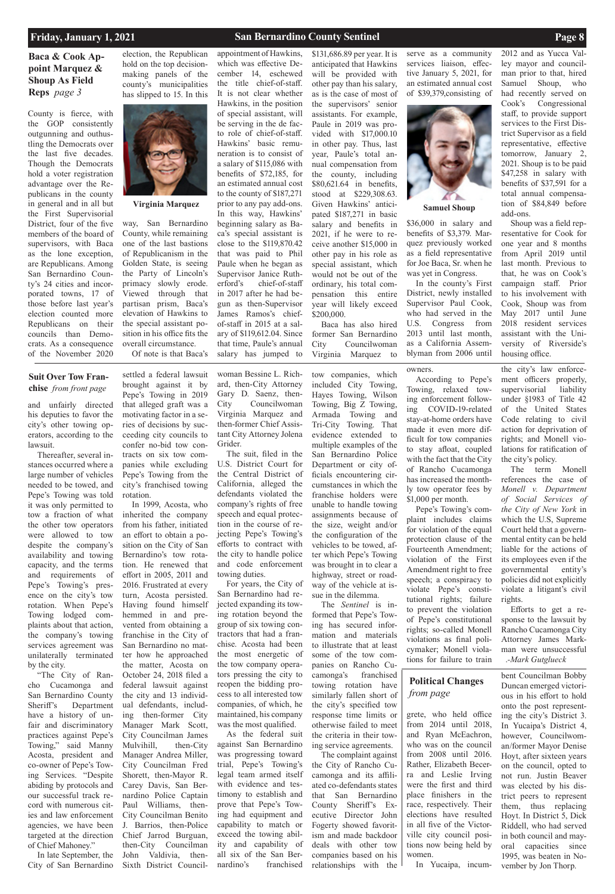## Baca & Cook Appoint Marquez & Shoup As Field Reps *page 3*

County is fierce, with the GOP consistently outgunning and outhustling the Democrats over the last five decades. Though the Democrats hold a voter registration advantage over the Republicans in the county in general and in all but the First Supervisorial District, four of the five members of the board of supervisors, with Baca as the lone exception, are Republicans. Among San Bernardino County's 24 cities and incorporated towns, 17 of those before last year's election counted more Republicans on their councils than Democrats. As a consequence of the November 2020 election, the Republican hold on the top decision-making panels of the county's municipalities has slipped to 15. In this way, San Bernardino County, while remaining one of the last bastions of Republicanism in the Golden State, is seeing the Party of Lincoln's primacy slowly erode. Viewed through that partisan prism, Baca's elevation of Hawkins to the special assistant position in his office fits the overall circumstance.

Virginia Marquez

Of note is that Baca's appointment of Hawkins, which was effective December 14, eschewed the title chief-of-staff. It is not clear whether Hawkins, in the position of special assistant, will be serving in the de facto role of chief-of-staff. Hawkins' basic remuneration is to consist of a salary of $115,086 with benefits of $72,185, for an estimated annual cost to the county of $187,271 prior to any pay add-ons. In this way, Hawkins' beginning salary as Baca's special assistant is close to the $119,870.42 that was paid to Phil Paule when he began as Supervisor Janice Rutherford's chief-of-staff in 2017 after he had begun as then-Supervisor James Ramos's chief-of-staff in 2015 at a salary of $119,612.04. Since that time, Paule's annual salary has jumped to $131,686.89 per year. It is anticipated that Hawkins will be provided with other pay than his salary, as is the case of most of the supervisors' senior assistants. For example, Paule in 2019 was provided with $17,000.10 in other pay. Thus, last year, Paule's total annual compensation from the county, including $80,621.64 in benefits, stood at $229,308.63. Given Hawkins' anticipated $187,271 in basic salary and benefits in 2021, if he were to receive another $15,000 in other pay in his role as special assistant, which would not be out of the ordinary, his total compensation this entire year will likely exceed $200,000.

Baca has also hired former San Bernardino City Councilwoman Virginia Marquez to serve as a community services liaison, effective January 5, 2021, for an estimated annual cost of $39,379,consisting of $36,000 in salary and benefits of $3,379. Marquez previously worked as a field representative for Joe Baca, Sr. when he was yet in Congress.

Samuel Shoup

In the county's First District, newly installed Supervisor Paul Cook, who had served in the U.S. Congress from 2013 until last month, as a California Assemblyman from 2006 until 2012 and as Yucca Valley mayor and councilman prior to that, hired Samuel Shoup, who had recently served on Cook's Congressional staff, to provide support services to the First District Supervisor as a field representative, effective tomorrow, January 2, 2021. Shoup is to be paid $47,258 in salary with benefits of $37,591 for a total annual compensation of $84,849 before add-ons.

Shoup was a field representative for Cook for one year and 8 months from April 2019 until last month. Previous to that, he was on Cook's campaign staff. Prior to his involvement with Cook, Shoup was from May 2017 until June 2018 resident services assistant with the University of Riverside's housing office.

## Suit Over Tow Franchise *from front page*

and unfairly directed his deputies to favor the city's other towing operators, according to the lawsuit.

Thereafter, several instances occurred where a large number of vehicles needed to be towed, and Pepe's Towing was told it was only permitted to tow a fraction of what the other tow operators were allowed to tow despite the company's availability and towing capacity, and the terms and requirements of Pepe's Towing's presence on the city's tow rotation. When Pepe's Towing lodged complaints about that action, the company's towing services agreement was unilaterally terminated by the city.

"The City of Rancho Cucamonga and San Bernardino County Sheriff's Department have a history of unfair and discriminatory practices against Pepe's Towing," said Manny Acosta, president and co-owner of Pepe's Towing Services. "Despite abiding by protocols and our successful track record with numerous cities and law enforcement agencies, we have been targeted at the direction of Chief Mahoney."

In late September, the City of San Bernardino settled a federal lawsuit brought against it by Pepe's Towing in 2019 that alleged graft was a motivating factor in a series of decisions by succeeding city councils to confer no-bid tow contracts on six tow companies while excluding Pepe's Towing from the city's franchised towing rotation.

In 1999, Acosta, who inherited the company from his father, initiated an effort to obtain a position on the City of San Bernardino's tow rotation. He renewed that effort in 2005, 2011 and 2016. Frustrated at every turn, Acosta persisted. Having found himself hemmed in and prevented from obtaining a franchise in the City of San Bernardino no matter how he approached the matter, Acosta on October 24, 2018 filed a federal lawsuit against the city and 13 individual defendants, including then-former City Manager Mark Scott, City Councilman James Mulvihill, then-City Manager Andrea Miller, City Councilman Fred Shorett, then-Mayor R. Carey Davis, San Bernardino Police Captain Paul Williams, then-City Councilman Benito J. Barrios, then-Police Chief Jarrod Burguan, then-City Councilman John Valdivia, then-Sixth District Councilwoman Bessine L. Richard, then-City Attorney Gary D. Saenz, then-City Councilwoman Virginia Marquez and then-former Chief Assistant City Attorney Jolena Grider.

The suit, filed in the U.S. District Court for the Central District of California, alleged the defendants violated the company's rights of free speech and equal protection in the course of rejecting Pepe's Towing's efforts to contract with the city to handle police and code enforcement towing duties.

For years, the City of San Bernardino had rejected expanding its towing rotation beyond the group of six towing contractors that had a franchise. Acosta had been the most energetic of the tow company operators pressing the city to reopen the bidding process to all interested tow companies, of which, he maintained, his company was the most qualified.

As the federal suit against San Bernardino was progressing toward trial, Pepe's Towing's legal team armed itself with evidence and testimony to establish and prove that Pepe's Towing had equipment and capability to match or exceed the towing ability and capability of all six of the San Bernardino's franchised tow companies, which included City Towing, Hayes Towing, Wilson Towing, Big Z Towing, Armada Towing and Tri-City Towing. That evidence extended to multiple examples of the San Bernardino Police Department or city officials encountering circumstances in which the franchise holders were unable to handle towing assignments because of the size, weight and/or the configuration of the vehicles to be towed, after which Pepe's Towing was brought in to clear a highway, street or roadway of the vehicle at issue in the dilemma.

The *Sentinel* is informed that Pepe's Towing has secured information and materials to illustrate that at least some of the tow companies on Rancho Cucamonga's franchised towing rotation have similarly fallen short of the city's specified tow response time limits or otherwise failed to meet the criteria in their towing service agreements.

The complaint against the City of Rancho Cucamonga and its affiliated co-defendants states that San Bernardino County Sheriff's Executive Director John Fogerty showed favoritism and made backdoor deals with other tow companies based on his relationships with the owners.

According to Pepe's Towing, relaxed towing enforcement following COVID-19-related stay-at-home orders have made it even more difficult for tow companies to stay afloat, coupled with the fact that the City of Rancho Cucamonga has increased the monthly tow operator fees by $1,000 per month.

Pepe's Towing's complaint includes claims for violation of the equal protection clause of the Fourteenth Amendment; violation of the First Amendment right to free speech; a conspiracy to violate Pepe's constitutional rights; failure to prevent the violation of Pepe's constitutional rights; so-called Monell violations as final policymaker; Monell violations for failure to train the city's law enforcement officers properly, supervisorial liability under §1983 of Title 42 of the United States Code relating to civil action for deprivation of rights; and Monell violations for ratification of the city's policy.

The term Monell references the case of *Monell v. Department of Social Services of the City of New York* in which the U.S, Supreme Court held that a governmental entity can be held liable for the actions of its employees even if the governmental entity's policies did not explicitly violate a litigant's civil rights.

Efforts to get a response to the lawsuit by Rancho Cucamonga City Attorney James Markman were unsuccessful .-*Mark Gutglueck*

## Political Changes *from page*

grete, who held office from 2014 until 2018, and Ryan McEachron, who was on the council from 2008 until 2016. Rather, Elizabeth Becerra and Leslie Irving were the first and third place finishers in the race, respectively. Their elections have resulted in all five of the Victorville city council positions now being held by women.

In Yucaipa, incumbent Councilman Bobby Duncan emerged victorious in his effort to hold onto the post representing the city's District 3. In Yucaipa's District 4, however, Councilwoman/former Mayor Denise Hoyt, after sixteen years on the council, opted to not run. Justin Beaver was elected by his district peers to represent them, thus replacing Hoyt. In District 5, Dick Riddell, who had served in both council and mayoral capacities since 1995, was beaten in November by Jon Thorp.